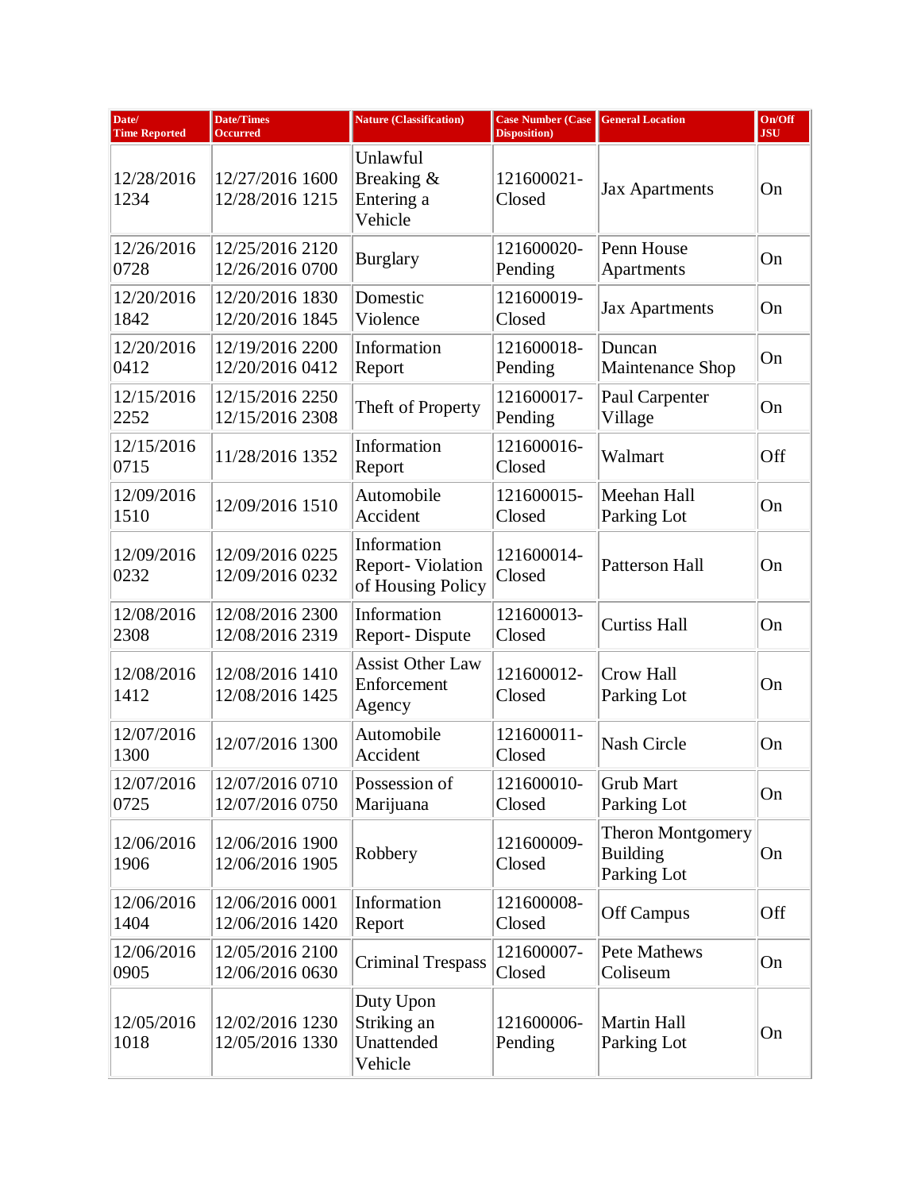| Date/ Time Reported | Date/Times Occurred | Nature (Classification) | Case Number (Case Disposition) | General Location | On/Off JSU |
|---|---|---|---|---|---|
| 12/28/2016 1234 | 12/27/2016 1600 12/28/2016 1215 | Unlawful Breaking & Entering a Vehicle | 121600021-Closed | Jax Apartments | On |
| 12/26/2016 0728 | 12/25/2016 2120 12/26/2016 0700 | Burglary | 121600020-Pending | Penn House Apartments | On |
| 12/20/2016 1842 | 12/20/2016 1830 12/20/2016 1845 | Domestic Violence | 121600019-Closed | Jax Apartments | On |
| 12/20/2016 0412 | 12/19/2016 2200 12/20/2016 0412 | Information Report | 121600018-Pending | Duncan Maintenance Shop | On |
| 12/15/2016 2252 | 12/15/2016 2250 12/15/2016 2308 | Theft of Property | 121600017-Pending | Paul Carpenter Village | On |
| 12/15/2016 0715 | 11/28/2016 1352 | Information Report | 121600016-Closed | Walmart | Off |
| 12/09/2016 1510 | 12/09/2016 1510 | Automobile Accident | 121600015-Closed | Meehan Hall Parking Lot | On |
| 12/09/2016 0232 | 12/09/2016 0225 12/09/2016 0232 | Information Report- Violation of Housing Policy | 121600014-Closed | Patterson Hall | On |
| 12/08/2016 2308 | 12/08/2016 2300 12/08/2016 2319 | Information Report- Dispute | 121600013-Closed | Curtiss Hall | On |
| 12/08/2016 1412 | 12/08/2016 1410 12/08/2016 1425 | Assist Other Law Enforcement Agency | 121600012-Closed | Crow Hall Parking Lot | On |
| 12/07/2016 1300 | 12/07/2016 1300 | Automobile Accident | 121600011-Closed | Nash Circle | On |
| 12/07/2016 0725 | 12/07/2016 0710 12/07/2016 0750 | Possession of Marijuana | 121600010-Closed | Grub Mart Parking Lot | On |
| 12/06/2016 1906 | 12/06/2016 1900 12/06/2016 1905 | Robbery | 121600009-Closed | Theron Montgomery Building Parking Lot | On |
| 12/06/2016 1404 | 12/06/2016 0001 12/06/2016 1420 | Information Report | 121600008-Closed | Off Campus | Off |
| 12/06/2016 0905 | 12/05/2016 2100 12/06/2016 0630 | Criminal Trespass | 121600007-Closed | Pete Mathews Coliseum | On |
| 12/05/2016 1018 | 12/02/2016 1230 12/05/2016 1330 | Duty Upon Striking an Unattended Vehicle | 121600006-Pending | Martin Hall Parking Lot | On |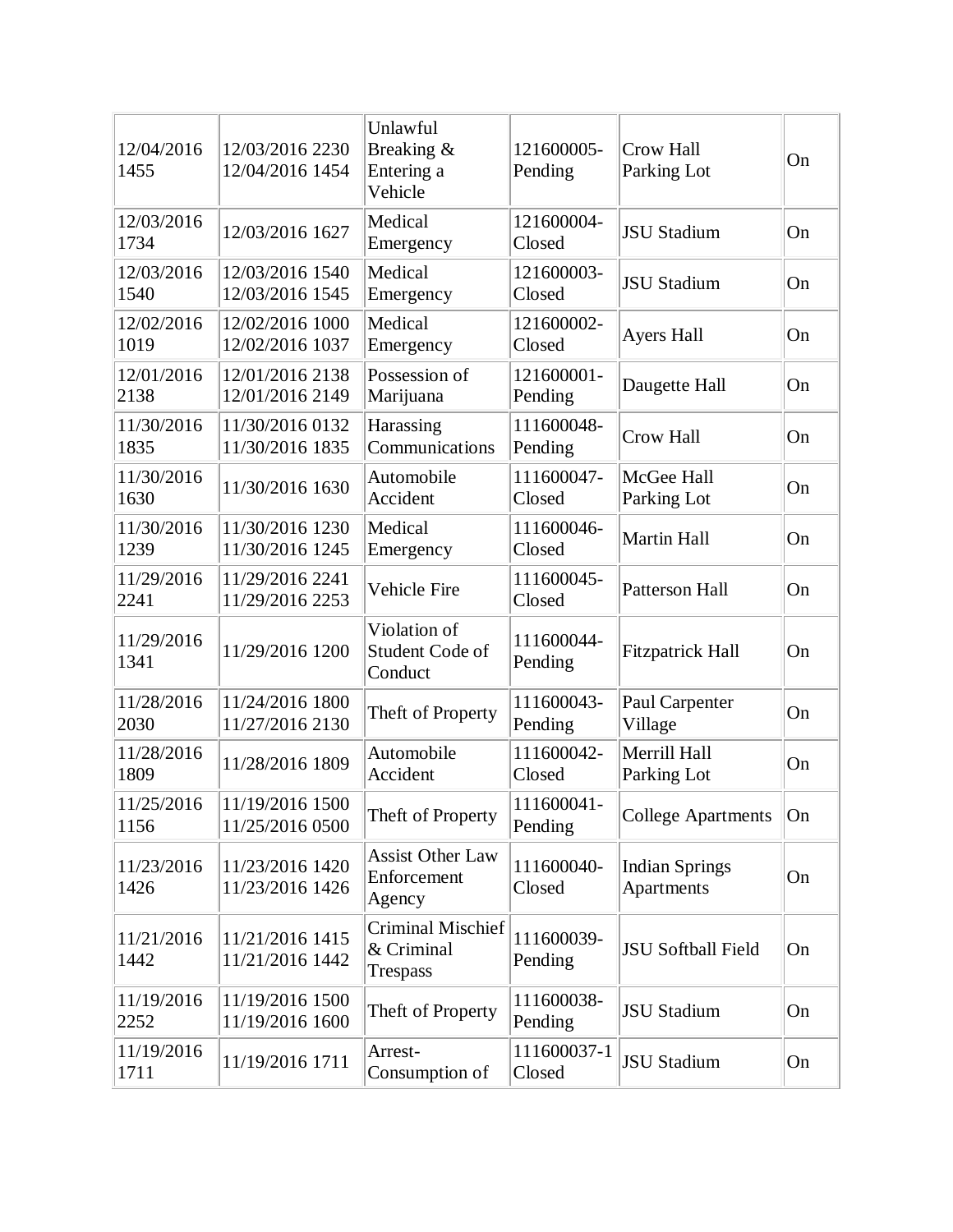| | | | | | |
|---|---|---|---|---|---|
| 12/04/2016 1455 | 12/03/2016 2230 12/04/2016 1454 | Unlawful Breaking & Entering a Vehicle | 121600005-Pending | Crow Hall Parking Lot | On |
| 12/03/2016 1734 | 12/03/2016 1627 | Medical Emergency | 121600004-Closed | JSU Stadium | On |
| 12/03/2016 1540 | 12/03/2016 1540 12/03/2016 1545 | Medical Emergency | 121600003-Closed | JSU Stadium | On |
| 12/02/2016 1019 | 12/02/2016 1000 12/02/2016 1037 | Medical Emergency | 121600002-Closed | Ayers Hall | On |
| 12/01/2016 2138 | 12/01/2016 2138 12/01/2016 2149 | Possession of Marijuana | 121600001-Pending | Daugette Hall | On |
| 11/30/2016 1835 | 11/30/2016 0132 11/30/2016 1835 | Harassing Communications | 111600048-Pending | Crow Hall | On |
| 11/30/2016 1630 | 11/30/2016 1630 | Automobile Accident | 111600047-Closed | McGee Hall Parking Lot | On |
| 11/30/2016 1239 | 11/30/2016 1230 11/30/2016 1245 | Medical Emergency | 111600046-Closed | Martin Hall | On |
| 11/29/2016 2241 | 11/29/2016 2241 11/29/2016 2253 | Vehicle Fire | 111600045-Closed | Patterson Hall | On |
| 11/29/2016 1341 | 11/29/2016 1200 | Violation of Student Code of Conduct | 111600044-Pending | Fitzpatrick Hall | On |
| 11/28/2016 2030 | 11/24/2016 1800 11/27/2016 2130 | Theft of Property | 111600043-Pending | Paul Carpenter Village | On |
| 11/28/2016 1809 | 11/28/2016 1809 | Automobile Accident | 111600042-Closed | Merrill Hall Parking Lot | On |
| 11/25/2016 1156 | 11/19/2016 1500 11/25/2016 0500 | Theft of Property | 111600041-Pending | College Apartments | On |
| 11/23/2016 1426 | 11/23/2016 1420 11/23/2016 1426 | Assist Other Law Enforcement Agency | 111600040-Closed | Indian Springs Apartments | On |
| 11/21/2016 1442 | 11/21/2016 1415 11/21/2016 1442 | Criminal Mischief & Criminal Trespass | 111600039-Pending | JSU Softball Field | On |
| 11/19/2016 2252 | 11/19/2016 1500 11/19/2016 1600 | Theft of Property | 111600038-Pending | JSU Stadium | On |
| 11/19/2016 1711 | 11/19/2016 1711 | Arrest-Consumption of | 111600037-1 Closed | JSU Stadium | On |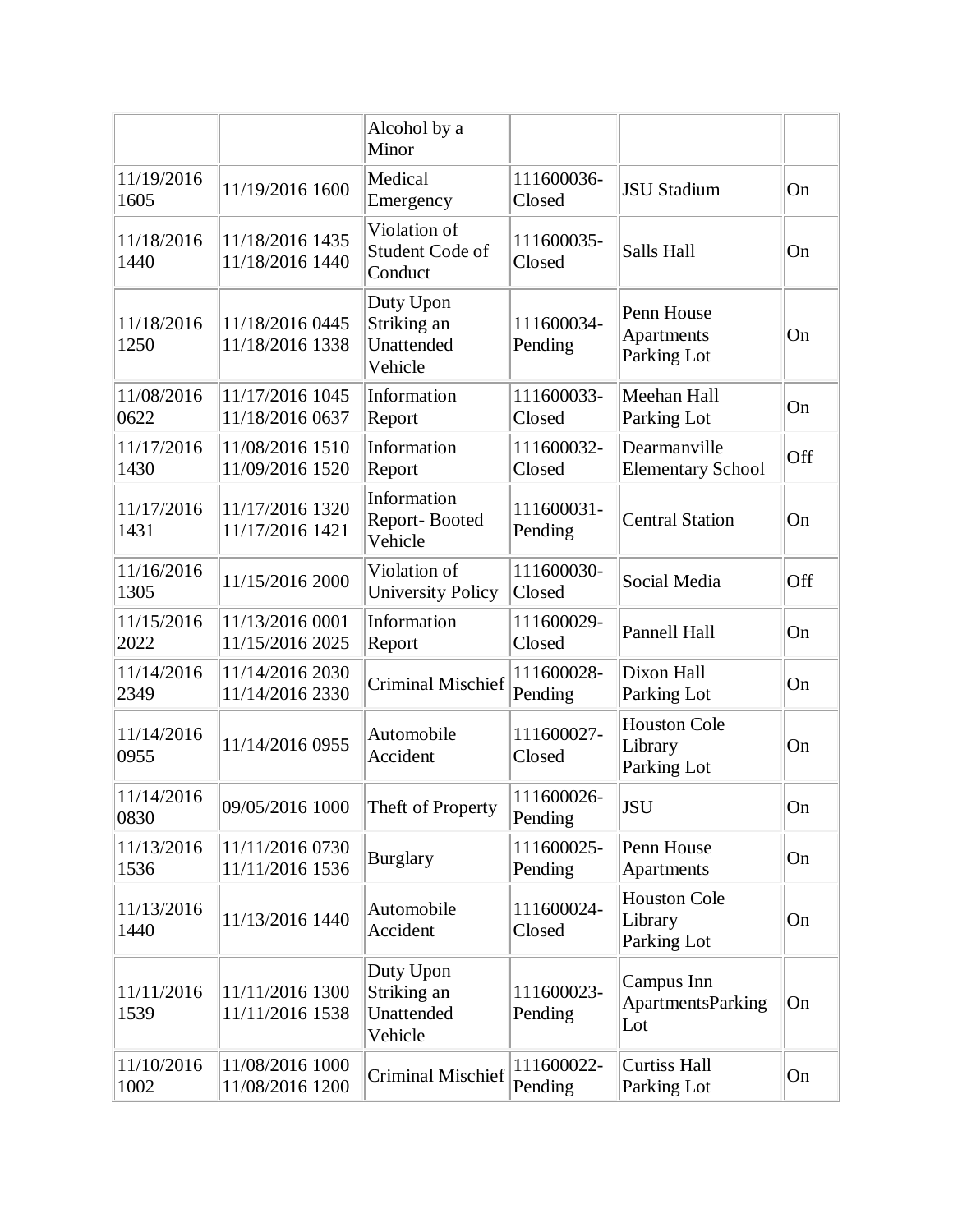| | | | | | |
|---|---|---|---|---|---|
| | | Alcohol by a Minor | | | |
| 11/19/2016 1605 | 11/19/2016 1600 | Medical Emergency | 111600036-Closed | JSU Stadium | On |
| 11/18/2016 1440 | 11/18/2016 1435 11/18/2016 1440 | Violation of Student Code of Conduct | 111600035-Closed | Salls Hall | On |
| 11/18/2016 1250 | 11/18/2016 0445 11/18/2016 1338 | Duty Upon Striking an Unattended Vehicle | 111600034-Pending | Penn House Apartments Parking Lot | On |
| 11/08/2016 0622 | 11/17/2016 1045 11/18/2016 0637 | Information Report | 111600033-Closed | Meehan Hall Parking Lot | On |
| 11/17/2016 1430 | 11/08/2016 1510 11/09/2016 1520 | Information Report | 111600032-Closed | Dearmanville Elementary School | Off |
| 11/17/2016 1431 | 11/17/2016 1320 11/17/2016 1421 | Information Report- Booted Vehicle | 111600031-Pending | Central Station | On |
| 11/16/2016 1305 | 11/15/2016 2000 | Violation of University Policy | 111600030-Closed | Social Media | Off |
| 11/15/2016 2022 | 11/13/2016 0001 11/15/2016 2025 | Information Report | 111600029-Closed | Pannell Hall | On |
| 11/14/2016 2349 | 11/14/2016 2030 11/14/2016 2330 | Criminal Mischief | 111600028-Pending | Dixon Hall Parking Lot | On |
| 11/14/2016 0955 | 11/14/2016 0955 | Automobile Accident | 111600027-Closed | Houston Cole Library Parking Lot | On |
| 11/14/2016 0830 | 09/05/2016 1000 | Theft of Property | 111600026-Pending | JSU | On |
| 11/13/2016 1536 | 11/11/2016 0730 11/11/2016 1536 | Burglary | 111600025-Pending | Penn House Apartments | On |
| 11/13/2016 1440 | 11/13/2016 1440 | Automobile Accident | 111600024-Closed | Houston Cole Library Parking Lot | On |
| 11/11/2016 1539 | 11/11/2016 1300 11/11/2016 1538 | Duty Upon Striking an Unattended Vehicle | 111600023-Pending | Campus Inn ApartmentsParking Lot | On |
| 11/10/2016 1002 | 11/08/2016 1000 11/08/2016 1200 | Criminal Mischief | 111600022-Pending | Curtiss Hall Parking Lot | On |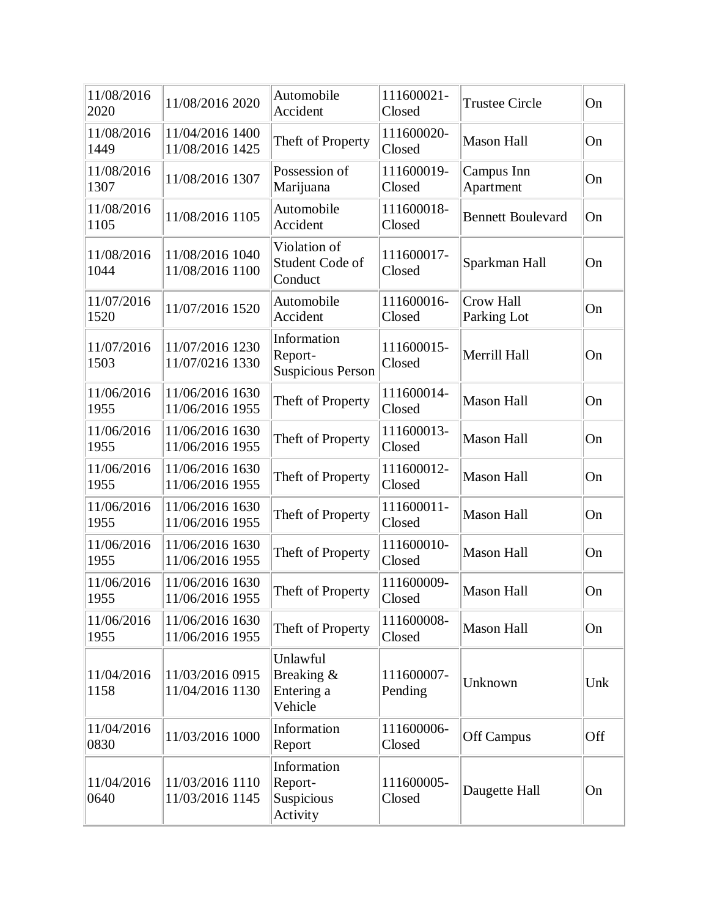| | | | | | |
|---|---|---|---|---|---|
| 11/08/2016 2020 | 11/08/2016 2020 | Automobile Accident | 111600021-Closed | Trustee Circle | On |
| 11/08/2016 1449 | 11/04/2016 1400 11/08/2016 1425 | Theft of Property | 111600020-Closed | Mason Hall | On |
| 11/08/2016 1307 | 11/08/2016 1307 | Possession of Marijuana | 111600019-Closed | Campus Inn Apartment | On |
| 11/08/2016 1105 | 11/08/2016 1105 | Automobile Accident | 111600018-Closed | Bennett Boulevard | On |
| 11/08/2016 1044 | 11/08/2016 1040 11/08/2016 1100 | Violation of Student Code of Conduct | 111600017-Closed | Sparkman Hall | On |
| 11/07/2016 1520 | 11/07/2016 1520 | Automobile Accident | 111600016-Closed | Crow Hall Parking Lot | On |
| 11/07/2016 1503 | 11/07/2016 1230 11/07/0216 1330 | Information Report-Suspicious Person | 111600015-Closed | Merrill Hall | On |
| 11/06/2016 1955 | 11/06/2016 1630 11/06/2016 1955 | Theft of Property | 111600014-Closed | Mason Hall | On |
| 11/06/2016 1955 | 11/06/2016 1630 11/06/2016 1955 | Theft of Property | 111600013-Closed | Mason Hall | On |
| 11/06/2016 1955 | 11/06/2016 1630 11/06/2016 1955 | Theft of Property | 111600012-Closed | Mason Hall | On |
| 11/06/2016 1955 | 11/06/2016 1630 11/06/2016 1955 | Theft of Property | 111600011-Closed | Mason Hall | On |
| 11/06/2016 1955 | 11/06/2016 1630 11/06/2016 1955 | Theft of Property | 111600010-Closed | Mason Hall | On |
| 11/06/2016 1955 | 11/06/2016 1630 11/06/2016 1955 | Theft of Property | 111600009-Closed | Mason Hall | On |
| 11/06/2016 1955 | 11/06/2016 1630 11/06/2016 1955 | Theft of Property | 111600008-Closed | Mason Hall | On |
| 11/04/2016 1158 | 11/03/2016 0915 11/04/2016 1130 | Unlawful Breaking & Entering a Vehicle | 111600007-Pending | Unknown | Unk |
| 11/04/2016 0830 | 11/03/2016 1000 | Information Report | 111600006-Closed | Off Campus | Off |
| 11/04/2016 0640 | 11/03/2016 1110 11/03/2016 1145 | Information Report-Suspicious Activity | 111600005-Closed | Daugette Hall | On |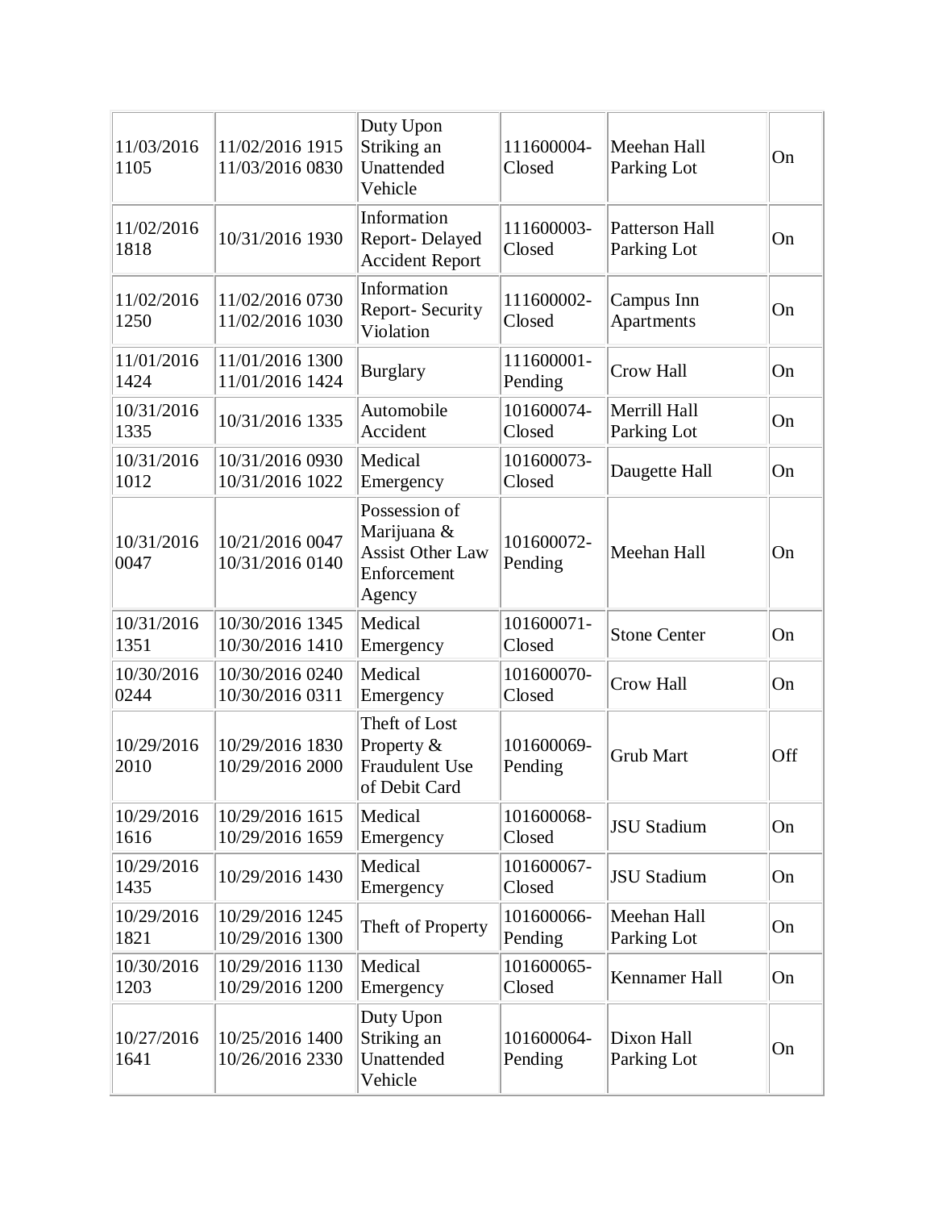| | | | | | |
|---|---|---|---|---|---|
| 11/03/2016 1105 | 11/02/2016 1915 11/03/2016 0830 | Duty Upon Striking an Unattended Vehicle | 111600004-Closed | Meehan Hall Parking Lot | On |
| 11/02/2016 1818 | 10/31/2016 1930 | Information Report- Delayed Accident Report | 111600003-Closed | Patterson Hall Parking Lot | On |
| 11/02/2016 1250 | 11/02/2016 0730 11/02/2016 1030 | Information Report- Security Violation | 111600002-Closed | Campus Inn Apartments | On |
| 11/01/2016 1424 | 11/01/2016 1300 11/01/2016 1424 | Burglary | 111600001-Pending | Crow Hall | On |
| 10/31/2016 1335 | 10/31/2016 1335 | Automobile Accident | 101600074-Closed | Merrill Hall Parking Lot | On |
| 10/31/2016 1012 | 10/31/2016 0930 10/31/2016 1022 | Medical Emergency | 101600073-Closed | Daugette Hall | On |
| 10/31/2016 0047 | 10/21/2016 0047 10/31/2016 0140 | Possession of Marijuana & Assist Other Law Enforcement Agency | 101600072-Pending | Meehan Hall | On |
| 10/31/2016 1351 | 10/30/2016 1345 10/30/2016 1410 | Medical Emergency | 101600071-Closed | Stone Center | On |
| 10/30/2016 0244 | 10/30/2016 0240 10/30/2016 0311 | Medical Emergency | 101600070-Closed | Crow Hall | On |
| 10/29/2016 2010 | 10/29/2016 1830 10/29/2016 2000 | Theft of Lost Property & Fraudulent Use of Debit Card | 101600069-Pending | Grub Mart | Off |
| 10/29/2016 1616 | 10/29/2016 1615 10/29/2016 1659 | Medical Emergency | 101600068-Closed | JSU Stadium | On |
| 10/29/2016 1435 | 10/29/2016 1430 | Medical Emergency | 101600067-Closed | JSU Stadium | On |
| 10/29/2016 1821 | 10/29/2016 1245 10/29/2016 1300 | Theft of Property | 101600066-Pending | Meehan Hall Parking Lot | On |
| 10/30/2016 1203 | 10/29/2016 1130 10/29/2016 1200 | Medical Emergency | 101600065-Closed | Kennamer Hall | On |
| 10/27/2016 1641 | 10/25/2016 1400 10/26/2016 2330 | Duty Upon Striking an Unattended Vehicle | 101600064-Pending | Dixon Hall Parking Lot | On |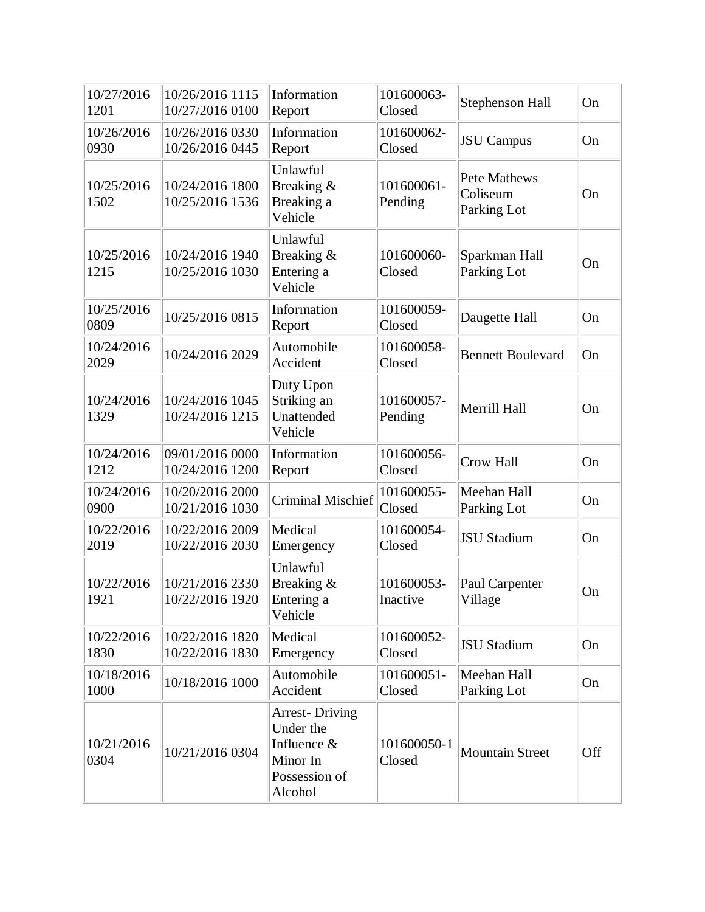| | | | | | |
|---|---|---|---|---|---|
| 10/27/2016 1201 | 10/26/2016 1115 10/27/2016 0100 | Information Report | 101600063-Closed | Stephenson Hall | On |
| 10/26/2016 0930 | 10/26/2016 0330 10/26/2016 0445 | Information Report | 101600062-Closed | JSU Campus | On |
| 10/25/2016 1502 | 10/24/2016 1800 10/25/2016 1536 | Unlawful Breaking & Breaking a Vehicle | 101600061-Pending | Pete Mathews Coliseum Parking Lot | On |
| 10/25/2016 1215 | 10/24/2016 1940 10/25/2016 1030 | Unlawful Breaking & Entering a Vehicle | 101600060-Closed | Sparkman Hall Parking Lot | On |
| 10/25/2016 0809 | 10/25/2016 0815 | Information Report | 101600059-Closed | Daugette Hall | On |
| 10/24/2016 2029 | 10/24/2016 2029 | Automobile Accident | 101600058-Closed | Bennett Boulevard | On |
| 10/24/2016 1329 | 10/24/2016 1045 10/24/2016 1215 | Duty Upon Striking an Unattended Vehicle | 101600057-Pending | Merrill Hall | On |
| 10/24/2016 1212 | 09/01/2016 0000 10/24/2016 1200 | Information Report | 101600056-Closed | Crow Hall | On |
| 10/24/2016 0900 | 10/20/2016 2000 10/21/2016 1030 | Criminal Mischief | 101600055-Closed | Meehan Hall Parking Lot | On |
| 10/22/2016 2019 | 10/22/2016 2009 10/22/2016 2030 | Medical Emergency | 101600054-Closed | JSU Stadium | On |
| 10/22/2016 1921 | 10/21/2016 2330 10/22/2016 1920 | Unlawful Breaking & Entering a Vehicle | 101600053-Inactive | Paul Carpenter Village | On |
| 10/22/2016 1830 | 10/22/2016 1820 10/22/2016 1830 | Medical Emergency | 101600052-Closed | JSU Stadium | On |
| 10/18/2016 1000 | 10/18/2016 1000 | Automobile Accident | 101600051-Closed | Meehan Hall Parking Lot | On |
| 10/21/2016 0304 | 10/21/2016 0304 | Arrest- Driving Under the Influence & Minor In Possession of Alcohol | 101600050-1 Closed | Mountain Street | Off |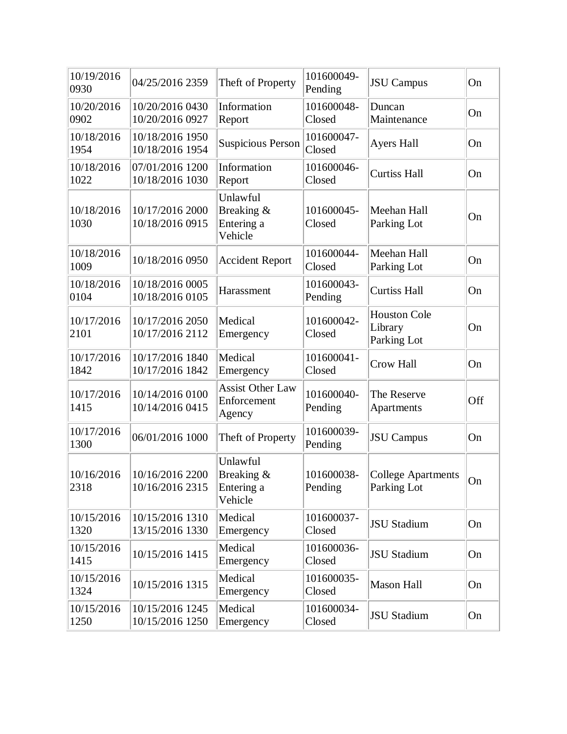| | | | | | |
|---|---|---|---|---|---|
| 10/19/2016 0930 | 04/25/2016 2359 | Theft of Property | 101600049-Pending | JSU Campus | On |
| 10/20/2016 0902 | 10/20/2016 0430 10/20/2016 0927 | Information Report | 101600048-Closed | Duncan Maintenance | On |
| 10/18/2016 1954 | 10/18/2016 1950 10/18/2016 1954 | Suspicious Person | 101600047-Closed | Ayers Hall | On |
| 10/18/2016 1022 | 07/01/2016 1200 10/18/2016 1030 | Information Report | 101600046-Closed | Curtiss Hall | On |
| 10/18/2016 1030 | 10/17/2016 2000 10/18/2016 0915 | Unlawful Breaking & Entering a Vehicle | 101600045-Closed | Meehan Hall Parking Lot | On |
| 10/18/2016 1009 | 10/18/2016 0950 | Accident Report | 101600044-Closed | Meehan Hall Parking Lot | On |
| 10/18/2016 0104 | 10/18/2016 0005 10/18/2016 0105 | Harassment | 101600043-Pending | Curtiss Hall | On |
| 10/17/2016 2101 | 10/17/2016 2050 10/17/2016 2112 | Medical Emergency | 101600042-Closed | Houston Cole Library Parking Lot | On |
| 10/17/2016 1842 | 10/17/2016 1840 10/17/2016 1842 | Medical Emergency | 101600041-Closed | Crow Hall | On |
| 10/17/2016 1415 | 10/14/2016 0100 10/14/2016 0415 | Assist Other Law Enforcement Agency | 101600040-Pending | The Reserve Apartments | Off |
| 10/17/2016 1300 | 06/01/2016 1000 | Theft of Property | 101600039-Pending | JSU Campus | On |
| 10/16/2016 2318 | 10/16/2016 2200 10/16/2016 2315 | Unlawful Breaking & Entering a Vehicle | 101600038-Pending | College Apartments Parking Lot | On |
| 10/15/2016 1320 | 10/15/2016 1310 13/15/2016 1330 | Medical Emergency | 101600037-Closed | JSU Stadium | On |
| 10/15/2016 1415 | 10/15/2016 1415 | Medical Emergency | 101600036-Closed | JSU Stadium | On |
| 10/15/2016 1324 | 10/15/2016 1315 | Medical Emergency | 101600035-Closed | Mason Hall | On |
| 10/15/2016 1250 | 10/15/2016 1245 10/15/2016 1250 | Medical Emergency | 101600034-Closed | JSU Stadium | On |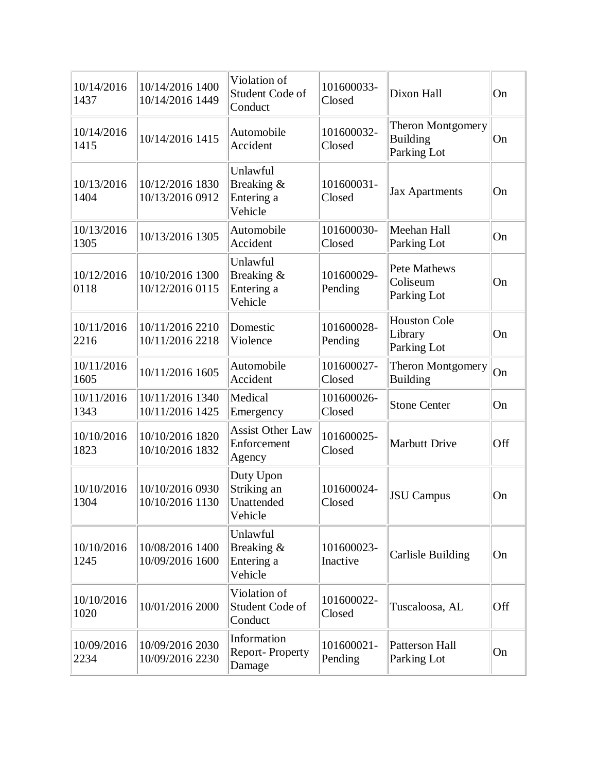| | | | | | |
|---|---|---|---|---|---|
| 10/14/2016 1437 | 10/14/2016 1400 10/14/2016 1449 | Violation of Student Code of Conduct | 101600033-Closed | Dixon Hall | On |
| 10/14/2016 1415 | 10/14/2016 1415 | Automobile Accident | 101600032-Closed | Theron Montgomery Building Parking Lot | On |
| 10/13/2016 1404 | 10/12/2016 1830 10/13/2016 0912 | Unlawful Breaking & Entering a Vehicle | 101600031-Closed | Jax Apartments | On |
| 10/13/2016 1305 | 10/13/2016 1305 | Automobile Accident | 101600030-Closed | Meehan Hall Parking Lot | On |
| 10/12/2016 0118 | 10/10/2016 1300 10/12/2016 0115 | Unlawful Breaking & Entering a Vehicle | 101600029-Pending | Pete Mathews Coliseum Parking Lot | On |
| 10/11/2016 2216 | 10/11/2016 2210 10/11/2016 2218 | Domestic Violence | 101600028-Pending | Houston Cole Library Parking Lot | On |
| 10/11/2016 1605 | 10/11/2016 1605 | Automobile Accident | 101600027-Closed | Theron Montgomery Building | On |
| 10/11/2016 1343 | 10/11/2016 1340 10/11/2016 1425 | Medical Emergency | 101600026-Closed | Stone Center | On |
| 10/10/2016 1823 | 10/10/2016 1820 10/10/2016 1832 | Assist Other Law Enforcement Agency | 101600025-Closed | Marbutt Drive | Off |
| 10/10/2016 1304 | 10/10/2016 0930 10/10/2016 1130 | Duty Upon Striking an Unattended Vehicle | 101600024-Closed | JSU Campus | On |
| 10/10/2016 1245 | 10/08/2016 1400 10/09/2016 1600 | Unlawful Breaking & Entering a Vehicle | 101600023-Inactive | Carlisle Building | On |
| 10/10/2016 1020 | 10/01/2016 2000 | Violation of Student Code of Conduct | 101600022-Closed | Tuscaloosa, AL | Off |
| 10/09/2016 2234 | 10/09/2016 2030 10/09/2016 2230 | Information Report- Property Damage | 101600021-Pending | Patterson Hall Parking Lot | On |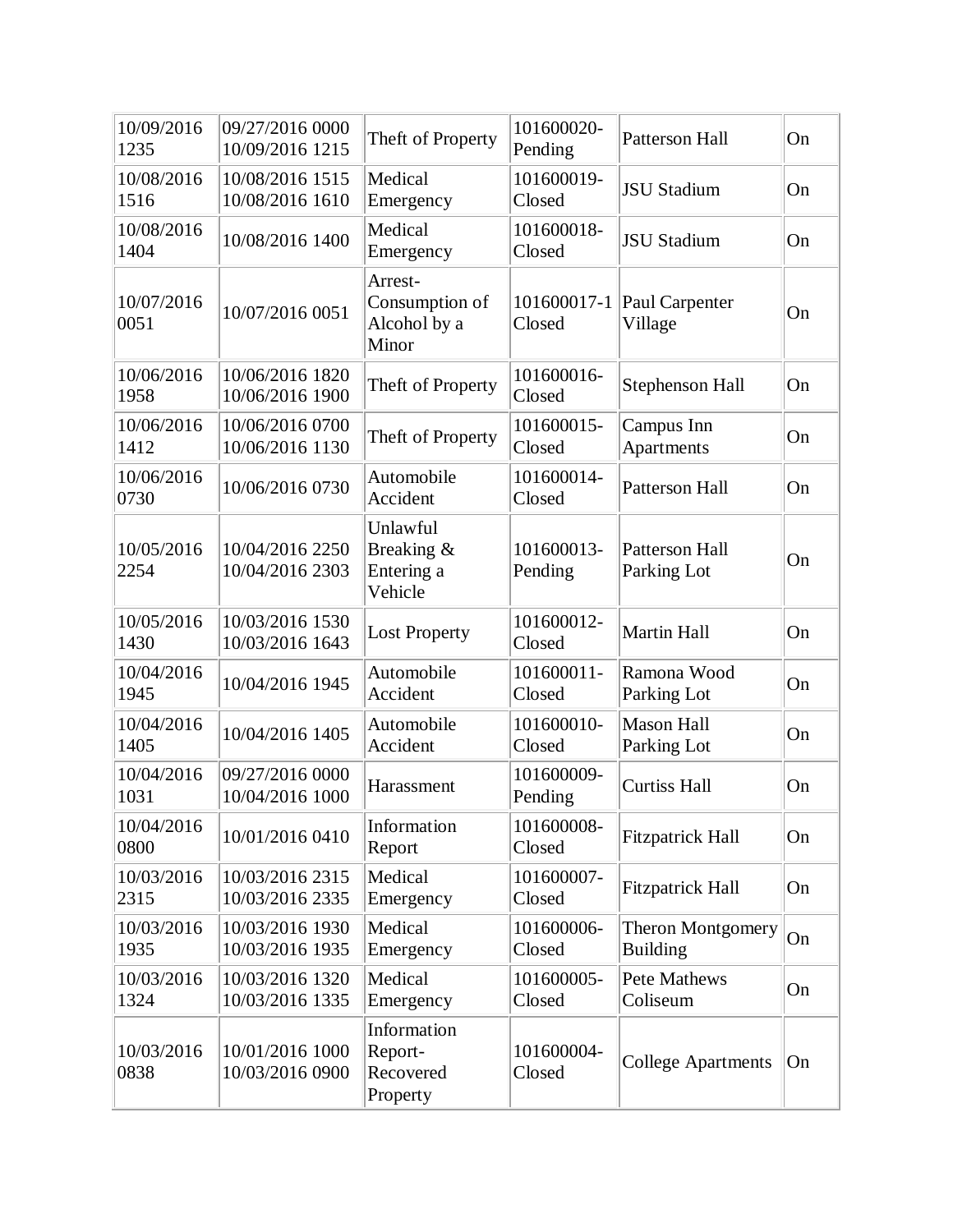| | | | | | |
|---|---|---|---|---|---|
| 10/09/2016 1235 | 09/27/2016 0000 10/09/2016 1215 | Theft of Property | 101600020-Pending | Patterson Hall | On |
| 10/08/2016 1516 | 10/08/2016 1515 10/08/2016 1610 | Medical Emergency | 101600019-Closed | JSU Stadium | On |
| 10/08/2016 1404 | 10/08/2016 1400 | Medical Emergency | 101600018-Closed | JSU Stadium | On |
| 10/07/2016 0051 | 10/07/2016 0051 | Arrest-Consumption of Alcohol by a Minor | 101600017-1 Closed | Paul Carpenter Village | On |
| 10/06/2016 1958 | 10/06/2016 1820 10/06/2016 1900 | Theft of Property | 101600016-Closed | Stephenson Hall | On |
| 10/06/2016 1412 | 10/06/2016 0700 10/06/2016 1130 | Theft of Property | 101600015-Closed | Campus Inn Apartments | On |
| 10/06/2016 0730 | 10/06/2016 0730 | Automobile Accident | 101600014-Closed | Patterson Hall | On |
| 10/05/2016 2254 | 10/04/2016 2250 10/04/2016 2303 | Unlawful Breaking & Entering a Vehicle | 101600013-Pending | Patterson Hall Parking Lot | On |
| 10/05/2016 1430 | 10/03/2016 1530 10/03/2016 1643 | Lost Property | 101600012-Closed | Martin Hall | On |
| 10/04/2016 1945 | 10/04/2016 1945 | Automobile Accident | 101600011-Closed | Ramona Wood Parking Lot | On |
| 10/04/2016 1405 | 10/04/2016 1405 | Automobile Accident | 101600010-Closed | Mason Hall Parking Lot | On |
| 10/04/2016 1031 | 09/27/2016 0000 10/04/2016 1000 | Harassment | 101600009-Pending | Curtiss Hall | On |
| 10/04/2016 0800 | 10/01/2016 0410 | Information Report | 101600008-Closed | Fitzpatrick Hall | On |
| 10/03/2016 2315 | 10/03/2016 2315 10/03/2016 2335 | Medical Emergency | 101600007-Closed | Fitzpatrick Hall | On |
| 10/03/2016 1935 | 10/03/2016 1930 10/03/2016 1935 | Medical Emergency | 101600006-Closed | Theron Montgomery Building | On |
| 10/03/2016 1324 | 10/03/2016 1320 10/03/2016 1335 | Medical Emergency | 101600005-Closed | Pete Mathews Coliseum | On |
| 10/03/2016 0838 | 10/01/2016 1000 10/03/2016 0900 | Information Report-Recovered Property | 101600004-Closed | College Apartments | On |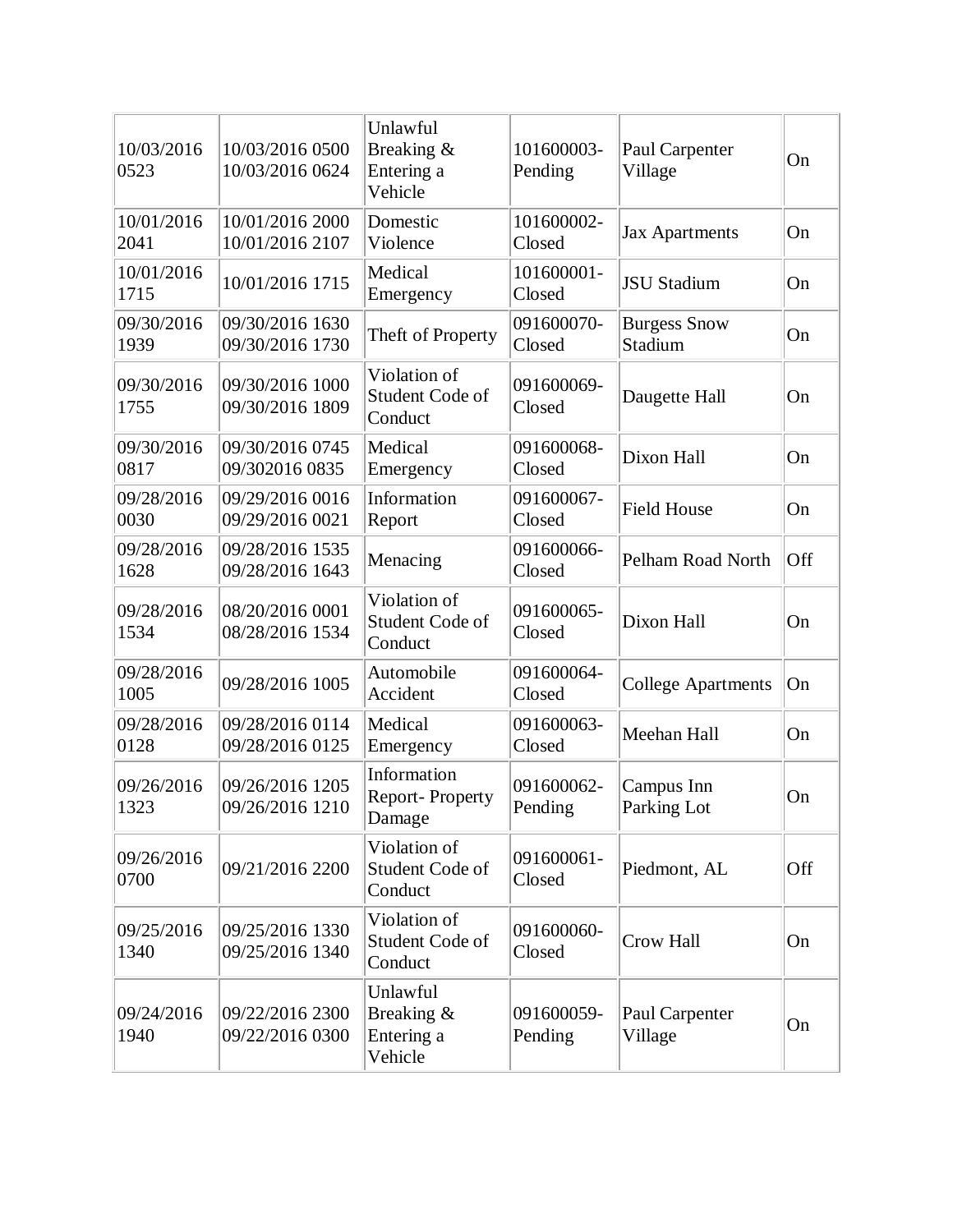| | | | | | |
|---|---|---|---|---|---|
| 10/03/2016 0523 | 10/03/2016 0500 10/03/2016 0624 | Unlawful Breaking & Entering a Vehicle | 101600003-Pending | Paul Carpenter Village | On |
| 10/01/2016 2041 | 10/01/2016 2000 10/01/2016 2107 | Domestic Violence | 101600002-Closed | Jax Apartments | On |
| 10/01/2016 1715 | 10/01/2016 1715 | Medical Emergency | 101600001-Closed | JSU Stadium | On |
| 09/30/2016 1939 | 09/30/2016 1630 09/30/2016 1730 | Theft of Property | 091600070-Closed | Burgess Snow Stadium | On |
| 09/30/2016 1755 | 09/30/2016 1000 09/30/2016 1809 | Violation of Student Code of Conduct | 091600069-Closed | Daugette Hall | On |
| 09/30/2016 0817 | 09/30/2016 0745 09/302016 0835 | Medical Emergency | 091600068-Closed | Dixon Hall | On |
| 09/28/2016 0030 | 09/29/2016 0016 09/29/2016 0021 | Information Report | 091600067-Closed | Field House | On |
| 09/28/2016 1628 | 09/28/2016 1535 09/28/2016 1643 | Menacing | 091600066-Closed | Pelham Road North | Off |
| 09/28/2016 1534 | 08/20/2016 0001 08/28/2016 1534 | Violation of Student Code of Conduct | 091600065-Closed | Dixon Hall | On |
| 09/28/2016 1005 | 09/28/2016 1005 | Automobile Accident | 091600064-Closed | College Apartments | On |
| 09/28/2016 0128 | 09/28/2016 0114 09/28/2016 0125 | Medical Emergency | 091600063-Closed | Meehan Hall | On |
| 09/26/2016 1323 | 09/26/2016 1205 09/26/2016 1210 | Information Report- Property Damage | 091600062-Pending | Campus Inn Parking Lot | On |
| 09/26/2016 0700 | 09/21/2016 2200 | Violation of Student Code of Conduct | 091600061-Closed | Piedmont, AL | Off |
| 09/25/2016 1340 | 09/25/2016 1330 09/25/2016 1340 | Violation of Student Code of Conduct | 091600060-Closed | Crow Hall | On |
| 09/24/2016 1940 | 09/22/2016 2300 09/22/2016 0300 | Unlawful Breaking & Entering a Vehicle | 091600059-Pending | Paul Carpenter Village | On |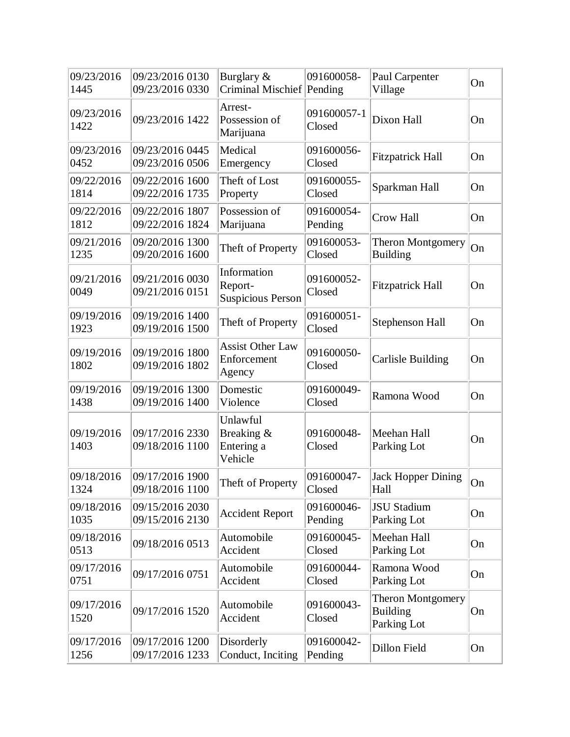| | | | | | |
|---|---|---|---|---|---|
| 09/23/2016 1445 | 09/23/2016 0130 09/23/2016 0330 | Burglary & Criminal Mischief | 091600058-Pending | Paul Carpenter Village | On |
| 09/23/2016 1422 | 09/23/2016 1422 | Arrest-Possession of Marijuana | 091600057-1 Closed | Dixon Hall | On |
| 09/23/2016 0452 | 09/23/2016 0445 09/23/2016 0506 | Medical Emergency | 091600056-Closed | Fitzpatrick Hall | On |
| 09/22/2016 1814 | 09/22/2016 1600 09/22/2016 1735 | Theft of Lost Property | 091600055-Closed | Sparkman Hall | On |
| 09/22/2016 1812 | 09/22/2016 1807 09/22/2016 1824 | Possession of Marijuana | 091600054-Pending | Crow Hall | On |
| 09/21/2016 1235 | 09/20/2016 1300 09/20/2016 1600 | Theft of Property | 091600053-Closed | Theron Montgomery Building | On |
| 09/21/2016 0049 | 09/21/2016 0030 09/21/2016 0151 | Information Report-Suspicious Person | 091600052-Closed | Fitzpatrick Hall | On |
| 09/19/2016 1923 | 09/19/2016 1400 09/19/2016 1500 | Theft of Property | 091600051-Closed | Stephenson Hall | On |
| 09/19/2016 1802 | 09/19/2016 1800 09/19/2016 1802 | Assist Other Law Enforcement Agency | 091600050-Closed | Carlisle Building | On |
| 09/19/2016 1438 | 09/19/2016 1300 09/19/2016 1400 | Domestic Violence | 091600049-Closed | Ramona Wood | On |
| 09/19/2016 1403 | 09/17/2016 2330 09/18/2016 1100 | Unlawful Breaking & Entering a Vehicle | 091600048-Closed | Meehan Hall Parking Lot | On |
| 09/18/2016 1324 | 09/17/2016 1900 09/18/2016 1100 | Theft of Property | 091600047-Closed | Jack Hopper Dining Hall | On |
| 09/18/2016 1035 | 09/15/2016 2030 09/15/2016 2130 | Accident Report | 091600046-Pending | JSU Stadium Parking Lot | On |
| 09/18/2016 0513 | 09/18/2016 0513 | Automobile Accident | 091600045-Closed | Meehan Hall Parking Lot | On |
| 09/17/2016 0751 | 09/17/2016 0751 | Automobile Accident | 091600044-Closed | Ramona Wood Parking Lot | On |
| 09/17/2016 1520 | 09/17/2016 1520 | Automobile Accident | 091600043-Closed | Theron Montgomery Building Parking Lot | On |
| 09/17/2016 1256 | 09/17/2016 1200 09/17/2016 1233 | Disorderly Conduct, Inciting | 091600042-Pending | Dillon Field | On |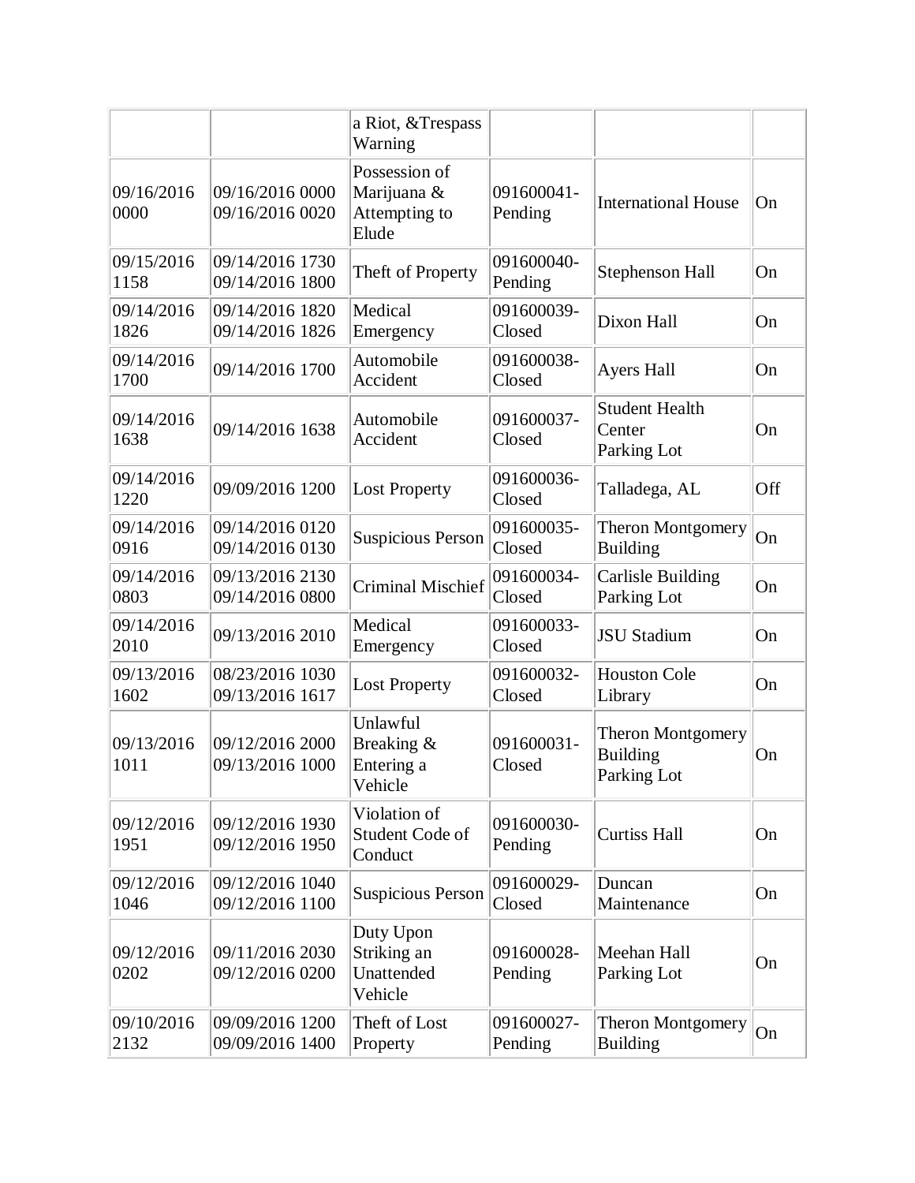| | | a Riot, &Trespass Warning | | | |
|---|---|---|---|---|---|
| 09/16/2016 0000 | 09/16/2016 0000 09/16/2016 0020 | Possession of Marijuana & Attempting to Elude | 091600041-Pending | International House | On |
| 09/15/2016 1158 | 09/14/2016 1730 09/14/2016 1800 | Theft of Property | 091600040-Pending | Stephenson Hall | On |
| 09/14/2016 1826 | 09/14/2016 1820 09/14/2016 1826 | Medical Emergency | 091600039-Closed | Dixon Hall | On |
| 09/14/2016 1700 | 09/14/2016 1700 | Automobile Accident | 091600038-Closed | Ayers Hall | On |
| 09/14/2016 1638 | 09/14/2016 1638 | Automobile Accident | 091600037-Closed | Student Health Center Parking Lot | On |
| 09/14/2016 1220 | 09/09/2016 1200 | Lost Property | 091600036-Closed | Talladega, AL | Off |
| 09/14/2016 0916 | 09/14/2016 0120 09/14/2016 0130 | Suspicious Person | 091600035-Closed | Theron Montgomery Building | On |
| 09/14/2016 0803 | 09/13/2016 2130 09/14/2016 0800 | Criminal Mischief | 091600034-Closed | Carlisle Building Parking Lot | On |
| 09/14/2016 2010 | 09/13/2016 2010 | Medical Emergency | 091600033-Closed | JSU Stadium | On |
| 09/13/2016 1602 | 08/23/2016 1030 09/13/2016 1617 | Lost Property | 091600032-Closed | Houston Cole Library | On |
| 09/13/2016 1011 | 09/12/2016 2000 09/13/2016 1000 | Unlawful Breaking & Entering a Vehicle | 091600031-Closed | Theron Montgomery Building Parking Lot | On |
| 09/12/2016 1951 | 09/12/2016 1930 09/12/2016 1950 | Violation of Student Code of Conduct | 091600030-Pending | Curtiss Hall | On |
| 09/12/2016 1046 | 09/12/2016 1040 09/12/2016 1100 | Suspicious Person | 091600029-Closed | Duncan Maintenance | On |
| 09/12/2016 0202 | 09/11/2016 2030 09/12/2016 0200 | Duty Upon Striking an Unattended Vehicle | 091600028-Pending | Meehan Hall Parking Lot | On |
| 09/10/2016 2132 | 09/09/2016 1200 09/09/2016 1400 | Theft of Lost Property | 091600027-Pending | Theron Montgomery Building | On |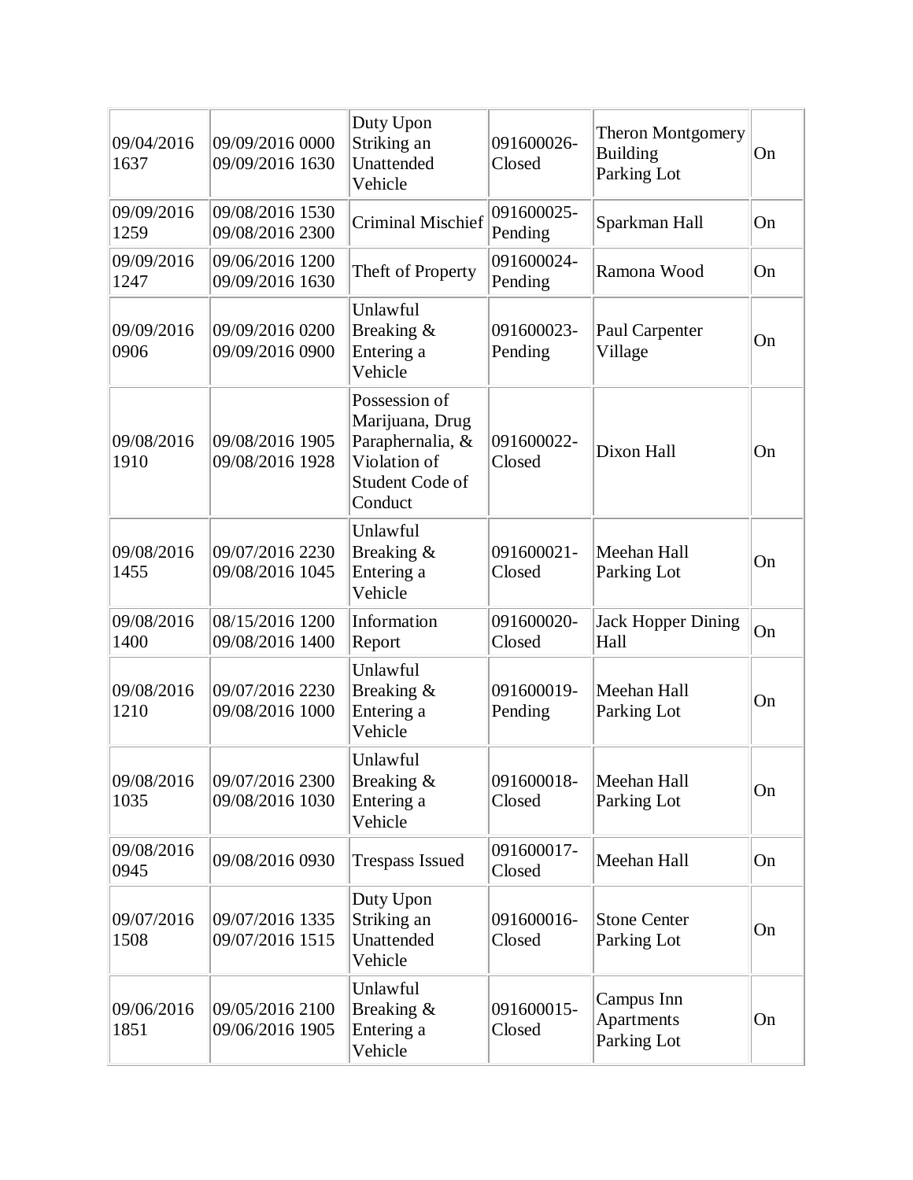| | | | | | |
|---|---|---|---|---|---|
| 09/04/2016 1637 | 09/09/2016 0000 09/09/2016 1630 | Duty Upon Striking an Unattended Vehicle | 091600026-Closed | Theron Montgomery Building Parking Lot | On |
| 09/09/2016 1259 | 09/08/2016 1530 09/08/2016 2300 | Criminal Mischief | 091600025-Pending | Sparkman Hall | On |
| 09/09/2016 1247 | 09/06/2016 1200 09/09/2016 1630 | Theft of Property | 091600024-Pending | Ramona Wood | On |
| 09/09/2016 0906 | 09/09/2016 0200 09/09/2016 0900 | Unlawful Breaking & Entering a Vehicle | 091600023-Pending | Paul Carpenter Village | On |
| 09/08/2016 1910 | 09/08/2016 1905 09/08/2016 1928 | Possession of Marijuana, Drug Paraphernalia, & Violation of Student Code of Conduct | 091600022-Closed | Dixon Hall | On |
| 09/08/2016 1455 | 09/07/2016 2230 09/08/2016 1045 | Unlawful Breaking & Entering a Vehicle | 091600021-Closed | Meehan Hall Parking Lot | On |
| 09/08/2016 1400 | 08/15/2016 1200 09/08/2016 1400 | Information Report | 091600020-Closed | Jack Hopper Dining Hall | On |
| 09/08/2016 1210 | 09/07/2016 2230 09/08/2016 1000 | Unlawful Breaking & Entering a Vehicle | 091600019-Pending | Meehan Hall Parking Lot | On |
| 09/08/2016 1035 | 09/07/2016 2300 09/08/2016 1030 | Unlawful Breaking & Entering a Vehicle | 091600018-Closed | Meehan Hall Parking Lot | On |
| 09/08/2016 0945 | 09/08/2016 0930 | Trespass Issued | 091600017-Closed | Meehan Hall | On |
| 09/07/2016 1508 | 09/07/2016 1335 09/07/2016 1515 | Duty Upon Striking an Unattended Vehicle | 091600016-Closed | Stone Center Parking Lot | On |
| 09/06/2016 1851 | 09/05/2016 2100 09/06/2016 1905 | Unlawful Breaking & Entering a Vehicle | 091600015-Closed | Campus Inn Apartments Parking Lot | On |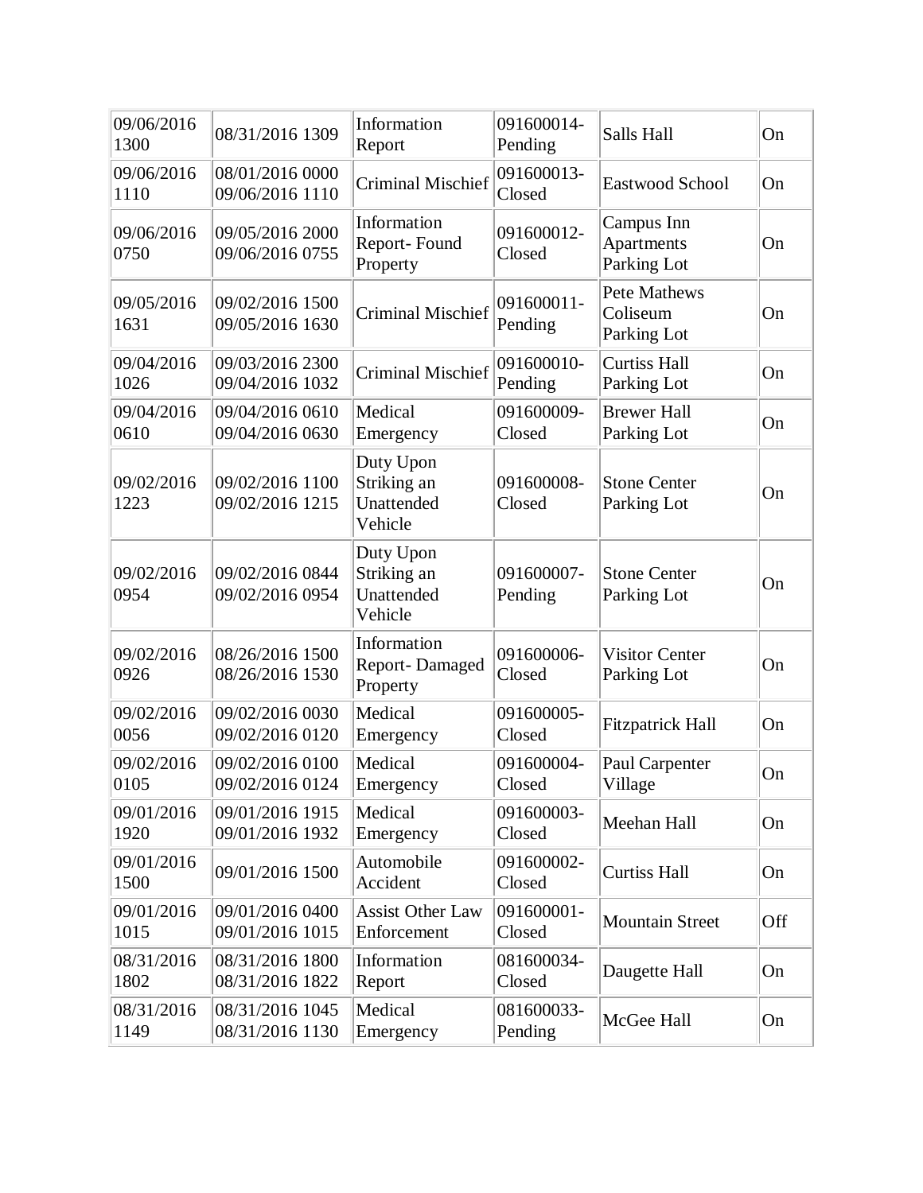| | | | | | |
|---|---|---|---|---|---|
| 09/06/2016 1300 | 08/31/2016 1309 | Information Report | 091600014-Pending | Salls Hall | On |
| 09/06/2016 1110 | 08/01/2016 0000 09/06/2016 1110 | Criminal Mischief | 091600013-Closed | Eastwood School | On |
| 09/06/2016 0750 | 09/05/2016 2000 09/06/2016 0755 | Information Report- Found Property | 091600012-Closed | Campus Inn Apartments Parking Lot | On |
| 09/05/2016 1631 | 09/02/2016 1500 09/05/2016 1630 | Criminal Mischief | 091600011-Pending | Pete Mathews Coliseum Parking Lot | On |
| 09/04/2016 1026 | 09/03/2016 2300 09/04/2016 1032 | Criminal Mischief | 091600010-Pending | Curtiss Hall Parking Lot | On |
| 09/04/2016 0610 | 09/04/2016 0610 09/04/2016 0630 | Medical Emergency | 091600009-Closed | Brewer Hall Parking Lot | On |
| 09/02/2016 1223 | 09/02/2016 1100 09/02/2016 1215 | Duty Upon Striking an Unattended Vehicle | 091600008-Closed | Stone Center Parking Lot | On |
| 09/02/2016 0954 | 09/02/2016 0844 09/02/2016 0954 | Duty Upon Striking an Unattended Vehicle | 091600007-Pending | Stone Center Parking Lot | On |
| 09/02/2016 0926 | 08/26/2016 1500 08/26/2016 1530 | Information Report- Damaged Property | 091600006-Closed | Visitor Center Parking Lot | On |
| 09/02/2016 0056 | 09/02/2016 0030 09/02/2016 0120 | Medical Emergency | 091600005-Closed | Fitzpatrick Hall | On |
| 09/02/2016 0105 | 09/02/2016 0100 09/02/2016 0124 | Medical Emergency | 091600004-Closed | Paul Carpenter Village | On |
| 09/01/2016 1920 | 09/01/2016 1915 09/01/2016 1932 | Medical Emergency | 091600003-Closed | Meehan Hall | On |
| 09/01/2016 1500 | 09/01/2016 1500 | Automobile Accident | 091600002-Closed | Curtiss Hall | On |
| 09/01/2016 1015 | 09/01/2016 0400 09/01/2016 1015 | Assist Other Law Enforcement | 091600001-Closed | Mountain Street | Off |
| 08/31/2016 1802 | 08/31/2016 1800 08/31/2016 1822 | Information Report | 081600034-Closed | Daugette Hall | On |
| 08/31/2016 1149 | 08/31/2016 1045 08/31/2016 1130 | Medical Emergency | 081600033-Pending | McGee Hall | On |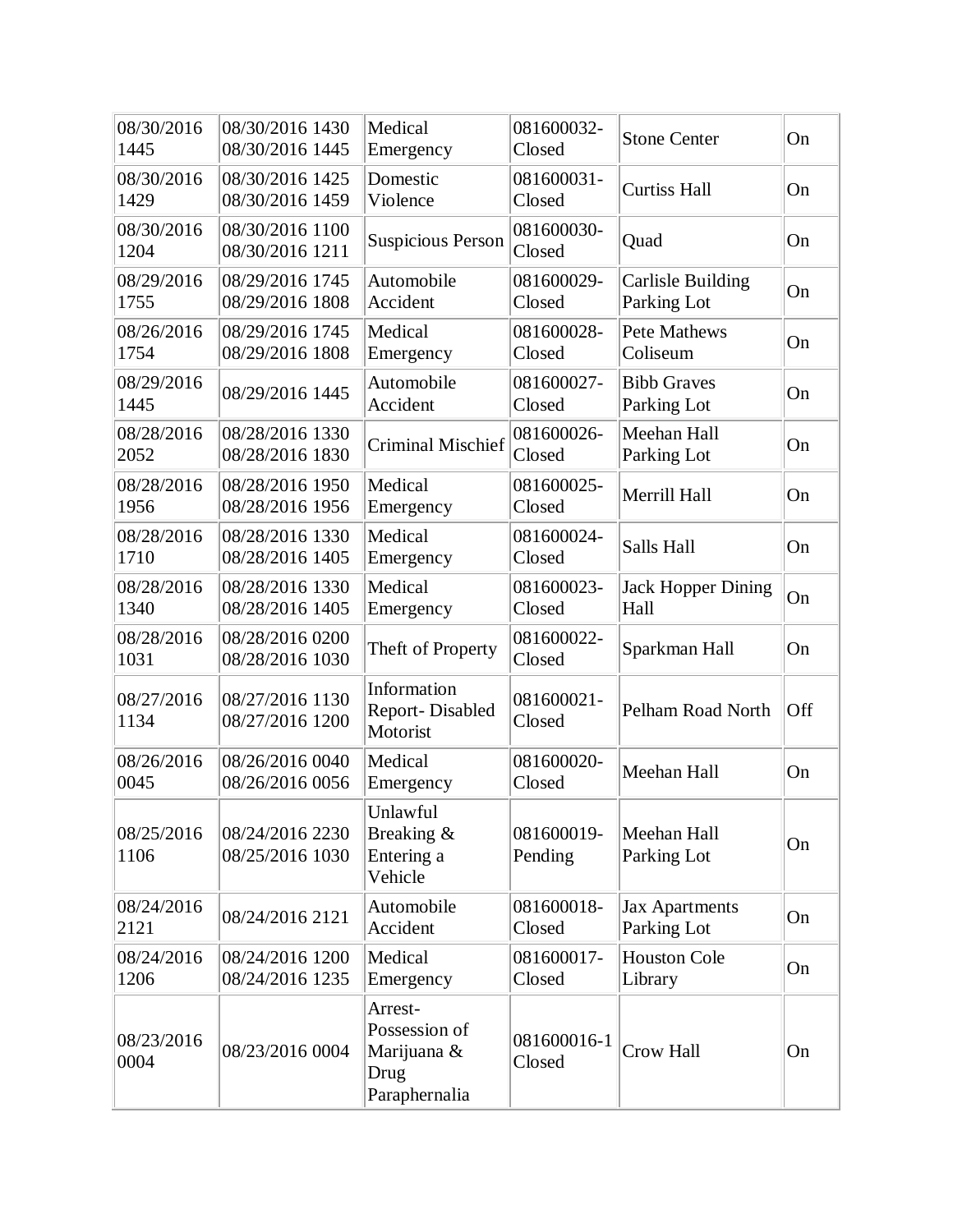| | | | | | |
|---|---|---|---|---|---|
| 08/30/2016 1445 | 08/30/2016 1430 08/30/2016 1445 | Medical Emergency | 081600032-Closed | Stone Center | On |
| 08/30/2016 1429 | 08/30/2016 1425 08/30/2016 1459 | Domestic Violence | 081600031-Closed | Curtiss Hall | On |
| 08/30/2016 1204 | 08/30/2016 1100 08/30/2016 1211 | Suspicious Person | 081600030-Closed | Quad | On |
| 08/29/2016 1755 | 08/29/2016 1745 08/29/2016 1808 | Automobile Accident | 081600029-Closed | Carlisle Building Parking Lot | On |
| 08/26/2016 1754 | 08/29/2016 1745 08/29/2016 1808 | Medical Emergency | 081600028-Closed | Pete Mathews Coliseum | On |
| 08/29/2016 1445 | 08/29/2016 1445 | Automobile Accident | 081600027-Closed | Bibb Graves Parking Lot | On |
| 08/28/2016 2052 | 08/28/2016 1330 08/28/2016 1830 | Criminal Mischief | 081600026-Closed | Meehan Hall Parking Lot | On |
| 08/28/2016 1956 | 08/28/2016 1950 08/28/2016 1956 | Medical Emergency | 081600025-Closed | Merrill Hall | On |
| 08/28/2016 1710 | 08/28/2016 1330 08/28/2016 1405 | Medical Emergency | 081600024-Closed | Salls Hall | On |
| 08/28/2016 1340 | 08/28/2016 1330 08/28/2016 1405 | Medical Emergency | 081600023-Closed | Jack Hopper Dining Hall | On |
| 08/28/2016 1031 | 08/28/2016 0200 08/28/2016 1030 | Theft of Property | 081600022-Closed | Sparkman Hall | On |
| 08/27/2016 1134 | 08/27/2016 1130 08/27/2016 1200 | Information Report- Disabled Motorist | 081600021-Closed | Pelham Road North | Off |
| 08/26/2016 0045 | 08/26/2016 0040 08/26/2016 0056 | Medical Emergency | 081600020-Closed | Meehan Hall | On |
| 08/25/2016 1106 | 08/24/2016 2230 08/25/2016 1030 | Unlawful Breaking & Entering a Vehicle | 081600019-Pending | Meehan Hall Parking Lot | On |
| 08/24/2016 2121 | 08/24/2016 2121 | Automobile Accident | 081600018-Closed | Jax Apartments Parking Lot | On |
| 08/24/2016 1206 | 08/24/2016 1200 08/24/2016 1235 | Medical Emergency | 081600017-Closed | Houston Cole Library | On |
| 08/23/2016 0004 | 08/23/2016 0004 | Arrest-Possession of Marijuana & Drug Paraphernalia | 081600016-1 Closed | Crow Hall | On |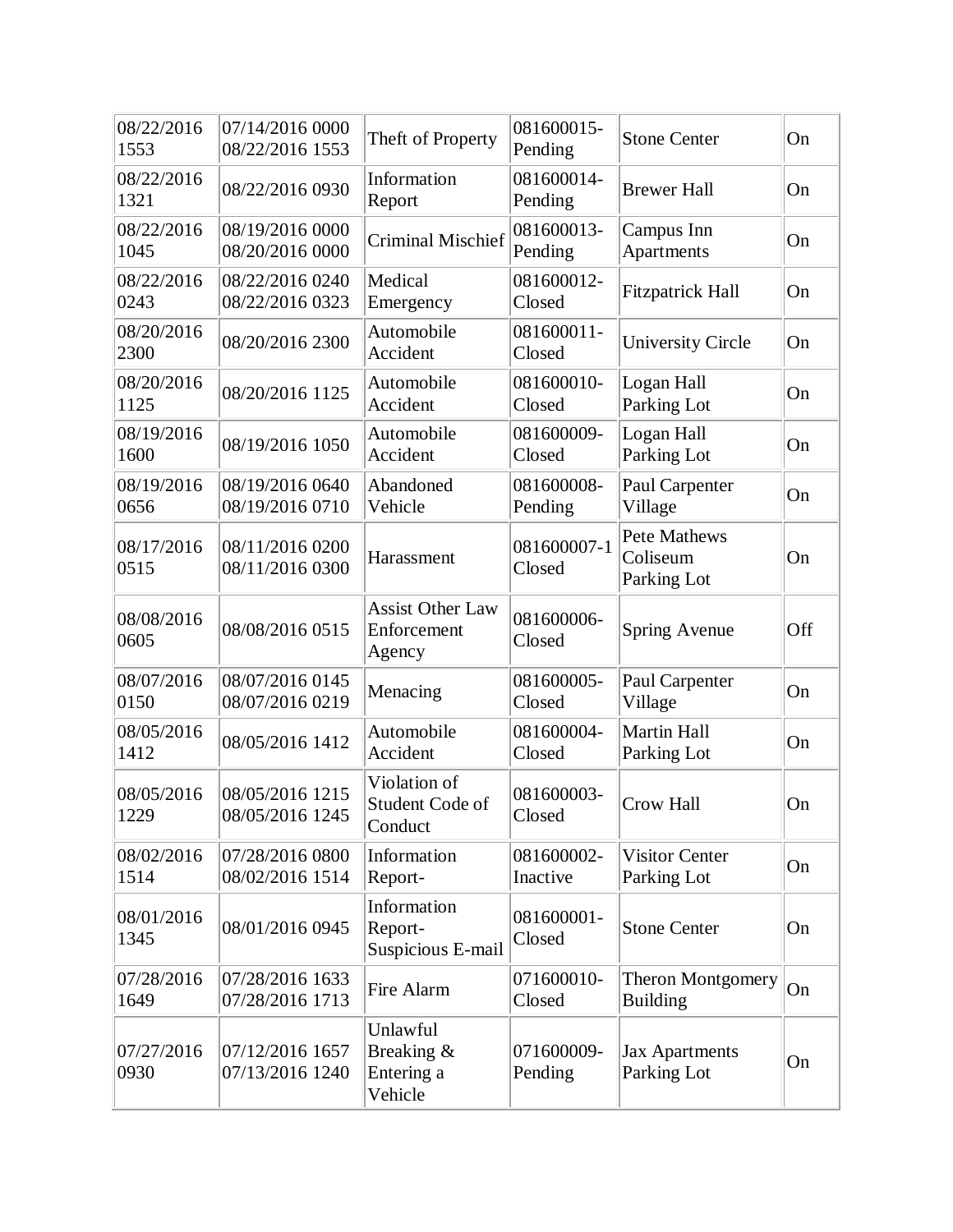| | | | | | |
|---|---|---|---|---|---|
| 08/22/2016 1553 | 07/14/2016 0000 08/22/2016 1553 | Theft of Property | 081600015-Pending | Stone Center | On |
| 08/22/2016 1321 | 08/22/2016 0930 | Information Report | 081600014-Pending | Brewer Hall | On |
| 08/22/2016 1045 | 08/19/2016 0000 08/20/2016 0000 | Criminal Mischief | 081600013-Pending | Campus Inn Apartments | On |
| 08/22/2016 0243 | 08/22/2016 0240 08/22/2016 0323 | Medical Emergency | 081600012-Closed | Fitzpatrick Hall | On |
| 08/20/2016 2300 | 08/20/2016 2300 | Automobile Accident | 081600011-Closed | University Circle | On |
| 08/20/2016 1125 | 08/20/2016 1125 | Automobile Accident | 081600010-Closed | Logan Hall Parking Lot | On |
| 08/19/2016 1600 | 08/19/2016 1050 | Automobile Accident | 081600009-Closed | Logan Hall Parking Lot | On |
| 08/19/2016 0656 | 08/19/2016 0640 08/19/2016 0710 | Abandoned Vehicle | 081600008-Pending | Paul Carpenter Village | On |
| 08/17/2016 0515 | 08/11/2016 0200 08/11/2016 0300 | Harassment | 081600007-1 Closed | Pete Mathews Coliseum Parking Lot | On |
| 08/08/2016 0605 | 08/08/2016 0515 | Assist Other Law Enforcement Agency | 081600006-Closed | Spring Avenue | Off |
| 08/07/2016 0150 | 08/07/2016 0145 08/07/2016 0219 | Menacing | 081600005-Closed | Paul Carpenter Village | On |
| 08/05/2016 1412 | 08/05/2016 1412 | Automobile Accident | 081600004-Closed | Martin Hall Parking Lot | On |
| 08/05/2016 1229 | 08/05/2016 1215 08/05/2016 1245 | Violation of Student Code of Conduct | 081600003-Closed | Crow Hall | On |
| 08/02/2016 1514 | 07/28/2016 0800 08/02/2016 1514 | Information Report- | 081600002-Inactive | Visitor Center Parking Lot | On |
| 08/01/2016 1345 | 08/01/2016 0945 | Information Report-Suspicious E-mail | 081600001-Closed | Stone Center | On |
| 07/28/2016 1649 | 07/28/2016 1633 07/28/2016 1713 | Fire Alarm | 071600010-Closed | Theron Montgomery Building | On |
| 07/27/2016 0930 | 07/12/2016 1657 07/13/2016 1240 | Unlawful Breaking & Entering a Vehicle | 071600009-Pending | Jax Apartments Parking Lot | On |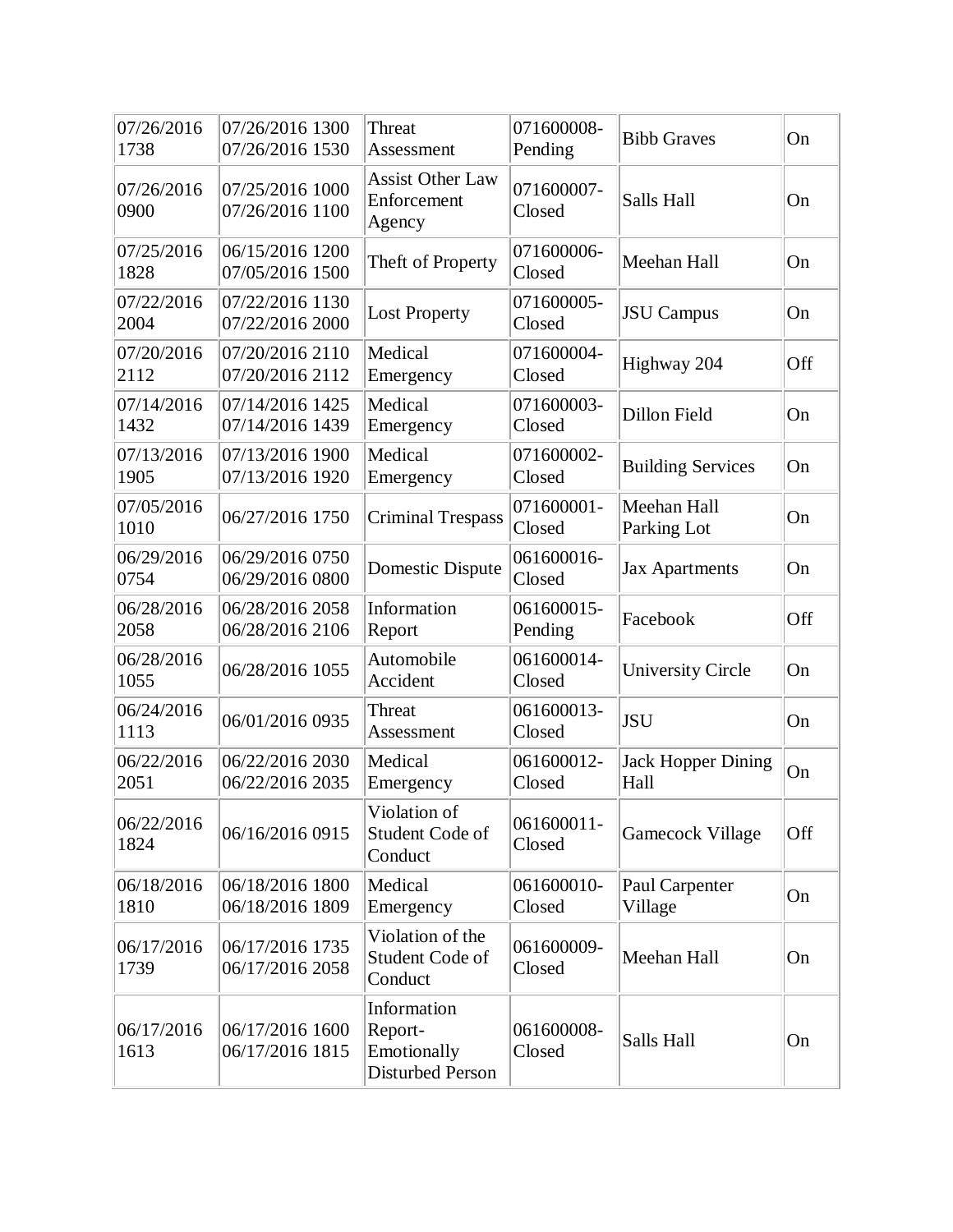| | | | | | |
|---|---|---|---|---|---|
| 07/26/2016 1738 | 07/26/2016 1300 07/26/2016 1530 | Threat Assessment | 071600008-Pending | Bibb Graves | On |
| 07/26/2016 0900 | 07/25/2016 1000 07/26/2016 1100 | Assist Other Law Enforcement Agency | 071600007-Closed | Salls Hall | On |
| 07/25/2016 1828 | 06/15/2016 1200 07/05/2016 1500 | Theft of Property | 071600006-Closed | Meehan Hall | On |
| 07/22/2016 2004 | 07/22/2016 1130 07/22/2016 2000 | Lost Property | 071600005-Closed | JSU Campus | On |
| 07/20/2016 2112 | 07/20/2016 2110 07/20/2016 2112 | Medical Emergency | 071600004-Closed | Highway 204 | Off |
| 07/14/2016 1432 | 07/14/2016 1425 07/14/2016 1439 | Medical Emergency | 071600003-Closed | Dillon Field | On |
| 07/13/2016 1905 | 07/13/2016 1900 07/13/2016 1920 | Medical Emergency | 071600002-Closed | Building Services | On |
| 07/05/2016 1010 | 06/27/2016 1750 | Criminal Trespass | 071600001-Closed | Meehan Hall Parking Lot | On |
| 06/29/2016 0754 | 06/29/2016 0750 06/29/2016 0800 | Domestic Dispute | 061600016-Closed | Jax Apartments | On |
| 06/28/2016 2058 | 06/28/2016 2058 06/28/2016 2106 | Information Report | 061600015-Pending | Facebook | Off |
| 06/28/2016 1055 | 06/28/2016 1055 | Automobile Accident | 061600014-Closed | University Circle | On |
| 06/24/2016 1113 | 06/01/2016 0935 | Threat Assessment | 061600013-Closed | JSU | On |
| 06/22/2016 2051 | 06/22/2016 2030 06/22/2016 2035 | Medical Emergency | 061600012-Closed | Jack Hopper Dining Hall | On |
| 06/22/2016 1824 | 06/16/2016 0915 | Violation of Student Code of Conduct | 061600011-Closed | Gamecock Village | Off |
| 06/18/2016 1810 | 06/18/2016 1800 06/18/2016 1809 | Medical Emergency | 061600010-Closed | Paul Carpenter Village | On |
| 06/17/2016 1739 | 06/17/2016 1735 06/17/2016 2058 | Violation of the Student Code of Conduct | 061600009-Closed | Meehan Hall | On |
| 06/17/2016 1613 | 06/17/2016 1600 06/17/2016 1815 | Information Report-Emotionally Disturbed Person | 061600008-Closed | Salls Hall | On |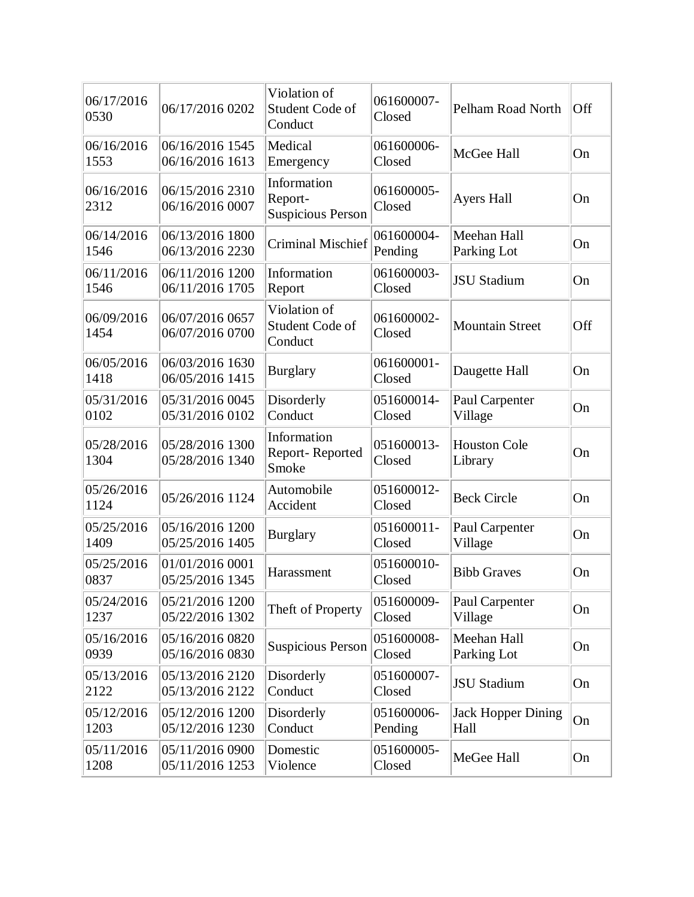| | | | | | |
|---|---|---|---|---|---|
| 06/17/2016 0530 | 06/17/2016 0202 | Violation of Student Code of Conduct | 061600007-Closed | Pelham Road North | Off |
| 06/16/2016 1553 | 06/16/2016 1545 06/16/2016 1613 | Medical Emergency | 061600006-Closed | McGee Hall | On |
| 06/16/2016 2312 | 06/15/2016 2310 06/16/2016 0007 | Information Report-Suspicious Person | 061600005-Closed | Ayers Hall | On |
| 06/14/2016 1546 | 06/13/2016 1800 06/13/2016 2230 | Criminal Mischief | 061600004-Pending | Meehan Hall Parking Lot | On |
| 06/11/2016 1546 | 06/11/2016 1200 06/11/2016 1705 | Information Report | 061600003-Closed | JSU Stadium | On |
| 06/09/2016 1454 | 06/07/2016 0657 06/07/2016 0700 | Violation of Student Code of Conduct | 061600002-Closed | Mountain Street | Off |
| 06/05/2016 1418 | 06/03/2016 1630 06/05/2016 1415 | Burglary | 061600001-Closed | Daugette Hall | On |
| 05/31/2016 0102 | 05/31/2016 0045 05/31/2016 0102 | Disorderly Conduct | 051600014-Closed | Paul Carpenter Village | On |
| 05/28/2016 1304 | 05/28/2016 1300 05/28/2016 1340 | Information Report- Reported Smoke | 051600013-Closed | Houston Cole Library | On |
| 05/26/2016 1124 | 05/26/2016 1124 | Automobile Accident | 051600012-Closed | Beck Circle | On |
| 05/25/2016 1409 | 05/16/2016 1200 05/25/2016 1405 | Burglary | 051600011-Closed | Paul Carpenter Village | On |
| 05/25/2016 0837 | 01/01/2016 0001 05/25/2016 1345 | Harassment | 051600010-Closed | Bibb Graves | On |
| 05/24/2016 1237 | 05/21/2016 1200 05/22/2016 1302 | Theft of Property | 051600009-Closed | Paul Carpenter Village | On |
| 05/16/2016 0939 | 05/16/2016 0820 05/16/2016 0830 | Suspicious Person | 051600008-Closed | Meehan Hall Parking Lot | On |
| 05/13/2016 2122 | 05/13/2016 2120 05/13/2016 2122 | Disorderly Conduct | 051600007-Closed | JSU Stadium | On |
| 05/12/2016 1203 | 05/12/2016 1200 05/12/2016 1230 | Disorderly Conduct | 051600006-Pending | Jack Hopper Dining Hall | On |
| 05/11/2016 1208 | 05/11/2016 0900 05/11/2016 1253 | Domestic Violence | 051600005-Closed | MeGee Hall | On |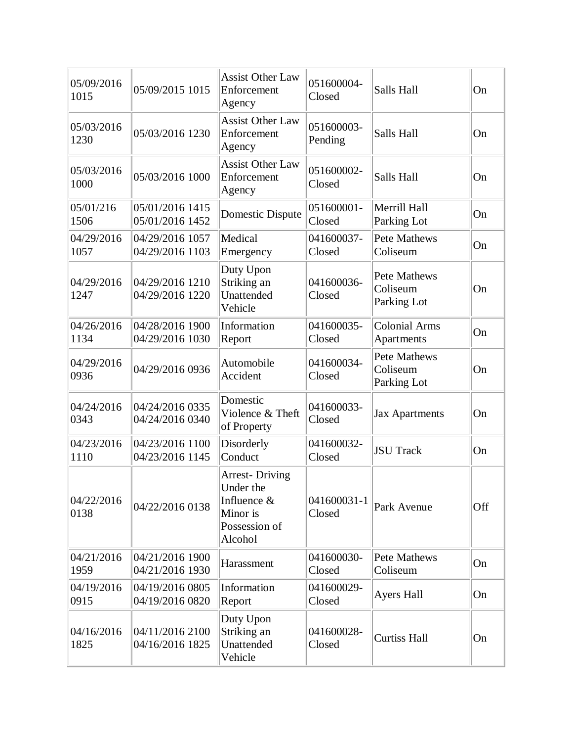| | | | | | |
|---|---|---|---|---|---|
| 05/09/2016 1015 | 05/09/2015 1015 | Assist Other Law Enforcement Agency | 051600004-Closed | Salls Hall | On |
| 05/03/2016 1230 | 05/03/2016 1230 | Assist Other Law Enforcement Agency | 051600003-Pending | Salls Hall | On |
| 05/03/2016 1000 | 05/03/2016 1000 | Assist Other Law Enforcement Agency | 051600002-Closed | Salls Hall | On |
| 05/01/216 1506 | 05/01/2016 1415 05/01/2016 1452 | Domestic Dispute | 051600001-Closed | Merrill Hall Parking Lot | On |
| 04/29/2016 1057 | 04/29/2016 1057 04/29/2016 1103 | Medical Emergency | 041600037-Closed | Pete Mathews Coliseum | On |
| 04/29/2016 1247 | 04/29/2016 1210 04/29/2016 1220 | Duty Upon Striking an Unattended Vehicle | 041600036-Closed | Pete Mathews Coliseum Parking Lot | On |
| 04/26/2016 1134 | 04/28/2016 1900 04/29/2016 1030 | Information Report | 041600035-Closed | Colonial Arms Apartments | On |
| 04/29/2016 0936 | 04/29/2016 0936 | Automobile Accident | 041600034-Closed | Pete Mathews Coliseum Parking Lot | On |
| 04/24/2016 0343 | 04/24/2016 0335 04/24/2016 0340 | Domestic Violence & Theft of Property | 041600033-Closed | Jax Apartments | On |
| 04/23/2016 1110 | 04/23/2016 1100 04/23/2016 1145 | Disorderly Conduct | 041600032-Closed | JSU Track | On |
| 04/22/2016 0138 | 04/22/2016 0138 | Arrest- Driving Under the Influence & Minor is Possession of Alcohol | 041600031-1 Closed | Park Avenue | Off |
| 04/21/2016 1959 | 04/21/2016 1900 04/21/2016 1930 | Harassment | 041600030-Closed | Pete Mathews Coliseum | On |
| 04/19/2016 0915 | 04/19/2016 0805 04/19/2016 0820 | Information Report | 041600029-Closed | Ayers Hall | On |
| 04/16/2016 1825 | 04/11/2016 2100 04/16/2016 1825 | Duty Upon Striking an Unattended Vehicle | 041600028-Closed | Curtiss Hall | On |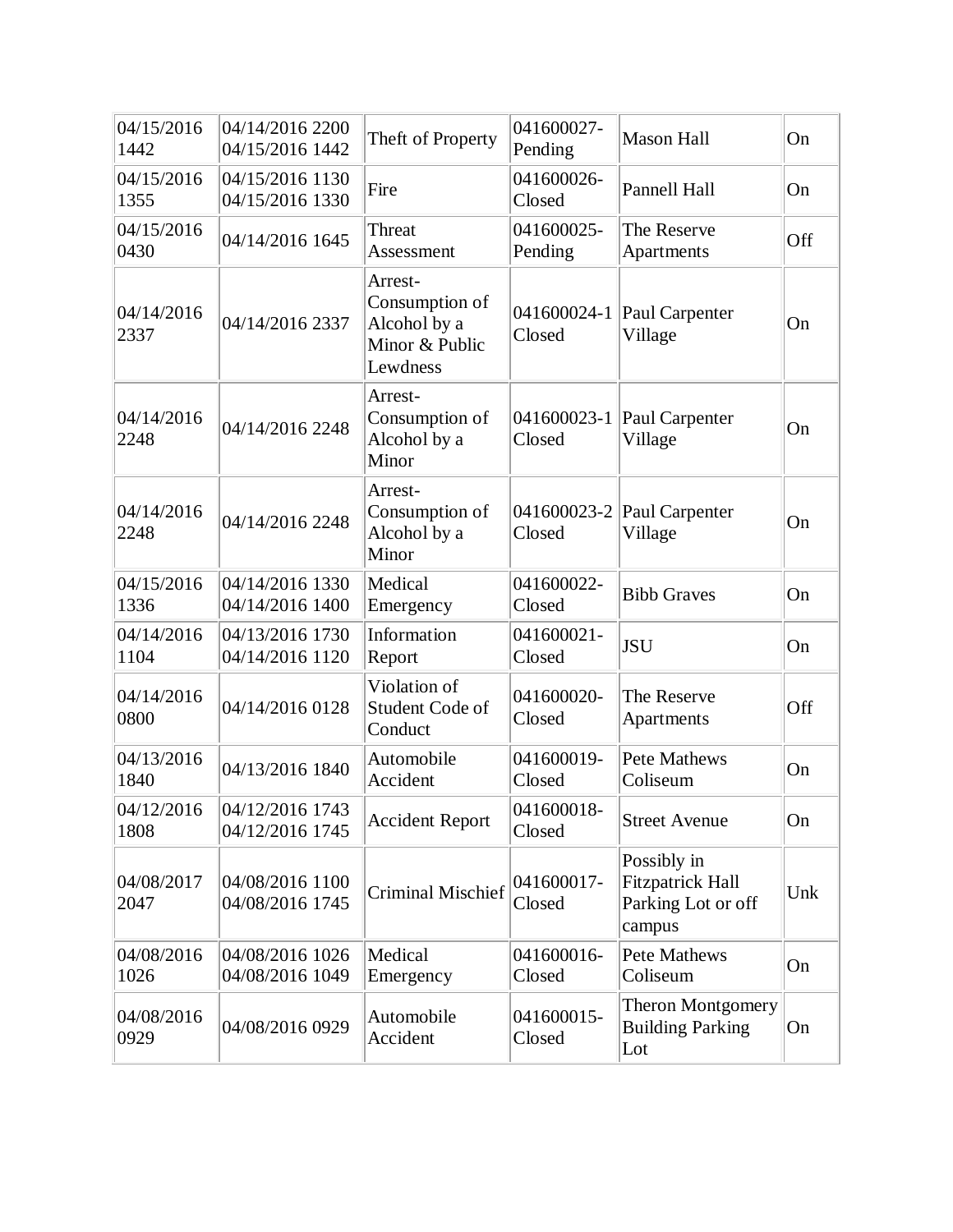| | | | | | |
|---|---|---|---|---|---|
| 04/15/2016 1442 | 04/14/2016 2200 04/15/2016 1442 | Theft of Property | 041600027-Pending | Mason Hall | On |
| 04/15/2016 1355 | 04/15/2016 1130 04/15/2016 1330 | Fire | 041600026-Closed | Pannell Hall | On |
| 04/15/2016 0430 | 04/14/2016 1645 | Threat Assessment | 041600025-Pending | The Reserve Apartments | Off |
| 04/14/2016 2337 | 04/14/2016 2337 | Arrest-Consumption of Alcohol by a Minor & Public Lewdness | 041600024-1 Closed | Paul Carpenter Village | On |
| 04/14/2016 2248 | 04/14/2016 2248 | Arrest-Consumption of Alcohol by a Minor | 041600023-1 Closed | Paul Carpenter Village | On |
| 04/14/2016 2248 | 04/14/2016 2248 | Arrest-Consumption of Alcohol by a Minor | 041600023-2 Closed | Paul Carpenter Village | On |
| 04/15/2016 1336 | 04/14/2016 1330 04/14/2016 1400 | Medical Emergency | 041600022-Closed | Bibb Graves | On |
| 04/14/2016 1104 | 04/13/2016 1730 04/14/2016 1120 | Information Report | 041600021-Closed | JSU | On |
| 04/14/2016 0800 | 04/14/2016 0128 | Violation of Student Code of Conduct | 041600020-Closed | The Reserve Apartments | Off |
| 04/13/2016 1840 | 04/13/2016 1840 | Automobile Accident | 041600019-Closed | Pete Mathews Coliseum | On |
| 04/12/2016 1808 | 04/12/2016 1743 04/12/2016 1745 | Accident Report | 041600018-Closed | Street Avenue | On |
| 04/08/2017 2047 | 04/08/2016 1100 04/08/2016 1745 | Criminal Mischief | 041600017-Closed | Possibly in Fitzpatrick Hall Parking Lot or off campus | Unk |
| 04/08/2016 1026 | 04/08/2016 1026 04/08/2016 1049 | Medical Emergency | 041600016-Closed | Pete Mathews Coliseum | On |
| 04/08/2016 0929 | 04/08/2016 0929 | Automobile Accident | 041600015-Closed | Theron Montgomery Building Parking Lot | On |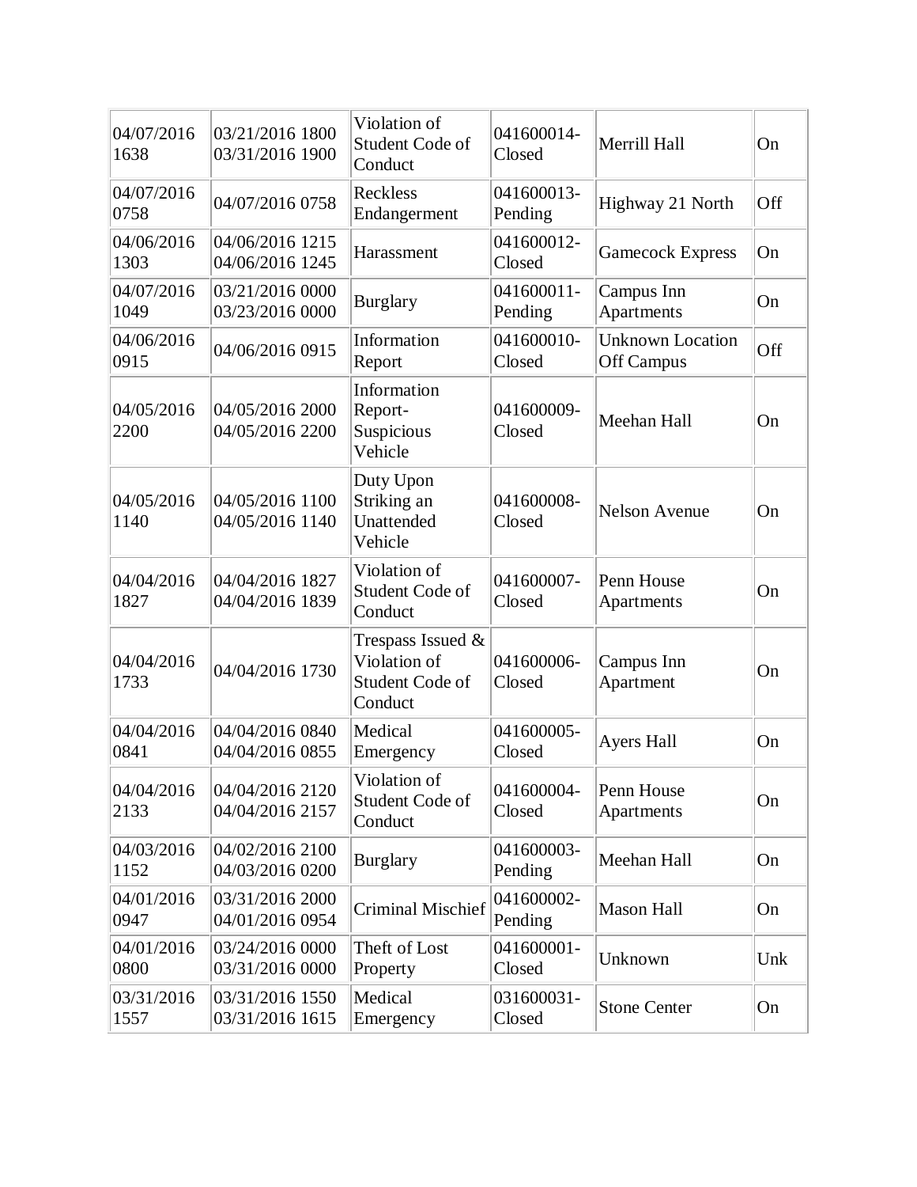| 04/07/2016 1638 | 03/21/2016 1800 03/31/2016 1900 | Violation of Student Code of Conduct | 041600014-Closed | Merrill Hall | On |
|---|---|---|---|---|---|
| 04/07/2016 0758 | 04/07/2016 0758 | Reckless Endangerment | 041600013-Pending | Highway 21 North | Off |
| 04/06/2016 1303 | 04/06/2016 1215 04/06/2016 1245 | Harassment | 041600012-Closed | Gamecock Express | On |
| 04/07/2016 1049 | 03/21/2016 0000 03/23/2016 0000 | Burglary | 041600011-Pending | Campus Inn Apartments | On |
| 04/06/2016 0915 | 04/06/2016 0915 | Information Report | 041600010-Closed | Unknown Location Off Campus | Off |
| 04/05/2016 2200 | 04/05/2016 2000 04/05/2016 2200 | Information Report-Suspicious Vehicle | 041600009-Closed | Meehan Hall | On |
| 04/05/2016 1140 | 04/05/2016 1100 04/05/2016 1140 | Duty Upon Striking an Unattended Vehicle | 041600008-Closed | Nelson Avenue | On |
| 04/04/2016 1827 | 04/04/2016 1827 04/04/2016 1839 | Violation of Student Code of Conduct | 041600007-Closed | Penn House Apartments | On |
| 04/04/2016 1733 | 04/04/2016 1730 | Trespass Issued & Violation of Student Code of Conduct | 041600006-Closed | Campus Inn Apartment | On |
| 04/04/2016 0841 | 04/04/2016 0840 04/04/2016 0855 | Medical Emergency | 041600005-Closed | Ayers Hall | On |
| 04/04/2016 2133 | 04/04/2016 2120 04/04/2016 2157 | Violation of Student Code of Conduct | 041600004-Closed | Penn House Apartments | On |
| 04/03/2016 1152 | 04/02/2016 2100 04/03/2016 0200 | Burglary | 041600003-Pending | Meehan Hall | On |
| 04/01/2016 0947 | 03/31/2016 2000 04/01/2016 0954 | Criminal Mischief | 041600002-Pending | Mason Hall | On |
| 04/01/2016 0800 | 03/24/2016 0000 03/31/2016 0000 | Theft of Lost Property | 041600001-Closed | Unknown | Unk |
| 03/31/2016 1557 | 03/31/2016 1550 03/31/2016 1615 | Medical Emergency | 031600031-Closed | Stone Center | On |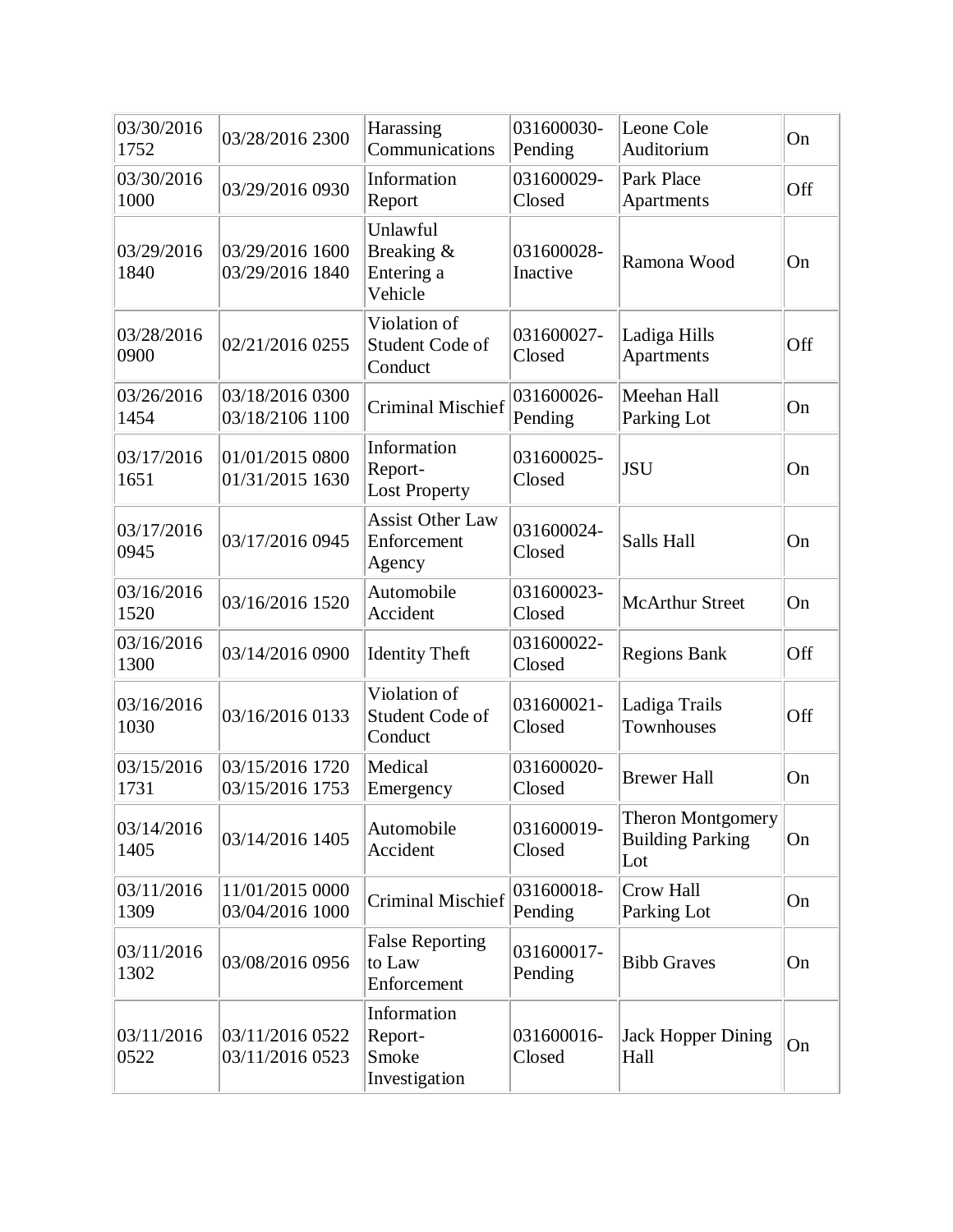| | | | | | |
|---|---|---|---|---|---|
| 03/30/2016 1752 | 03/28/2016 2300 | Harassing Communications | 031600030-Pending | Leone Cole Auditorium | On |
| 03/30/2016 1000 | 03/29/2016 0930 | Information Report | 031600029-Closed | Park Place Apartments | Off |
| 03/29/2016 1840 | 03/29/2016 1600 03/29/2016 1840 | Unlawful Breaking & Entering a Vehicle | 031600028-Inactive | Ramona Wood | On |
| 03/28/2016 0900 | 02/21/2016 0255 | Violation of Student Code of Conduct | 031600027-Closed | Ladiga Hills Apartments | Off |
| 03/26/2016 1454 | 03/18/2016 0300 03/18/2106 1100 | Criminal Mischief | 031600026-Pending | Meehan Hall Parking Lot | On |
| 03/17/2016 1651 | 01/01/2015 0800 01/31/2015 1630 | Information Report-Lost Property | 031600025-Closed | JSU | On |
| 03/17/2016 0945 | 03/17/2016 0945 | Assist Other Law Enforcement Agency | 031600024-Closed | Salls Hall | On |
| 03/16/2016 1520 | 03/16/2016 1520 | Automobile Accident | 031600023-Closed | McArthur Street | On |
| 03/16/2016 1300 | 03/14/2016 0900 | Identity Theft | 031600022-Closed | Regions Bank | Off |
| 03/16/2016 1030 | 03/16/2016 0133 | Violation of Student Code of Conduct | 031600021-Closed | Ladiga Trails Townhouses | Off |
| 03/15/2016 1731 | 03/15/2016 1720 03/15/2016 1753 | Medical Emergency | 031600020-Closed | Brewer Hall | On |
| 03/14/2016 1405 | 03/14/2016 1405 | Automobile Accident | 031600019-Closed | Theron Montgomery Building Parking Lot | On |
| 03/11/2016 1309 | 11/01/2015 0000 03/04/2016 1000 | Criminal Mischief | 031600018-Pending | Crow Hall Parking Lot | On |
| 03/11/2016 1302 | 03/08/2016 0956 | False Reporting to Law Enforcement | 031600017-Pending | Bibb Graves | On |
| 03/11/2016 0522 | 03/11/2016 0522 03/11/2016 0523 | Information Report-Smoke Investigation | 031600016-Closed | Jack Hopper Dining Hall | On |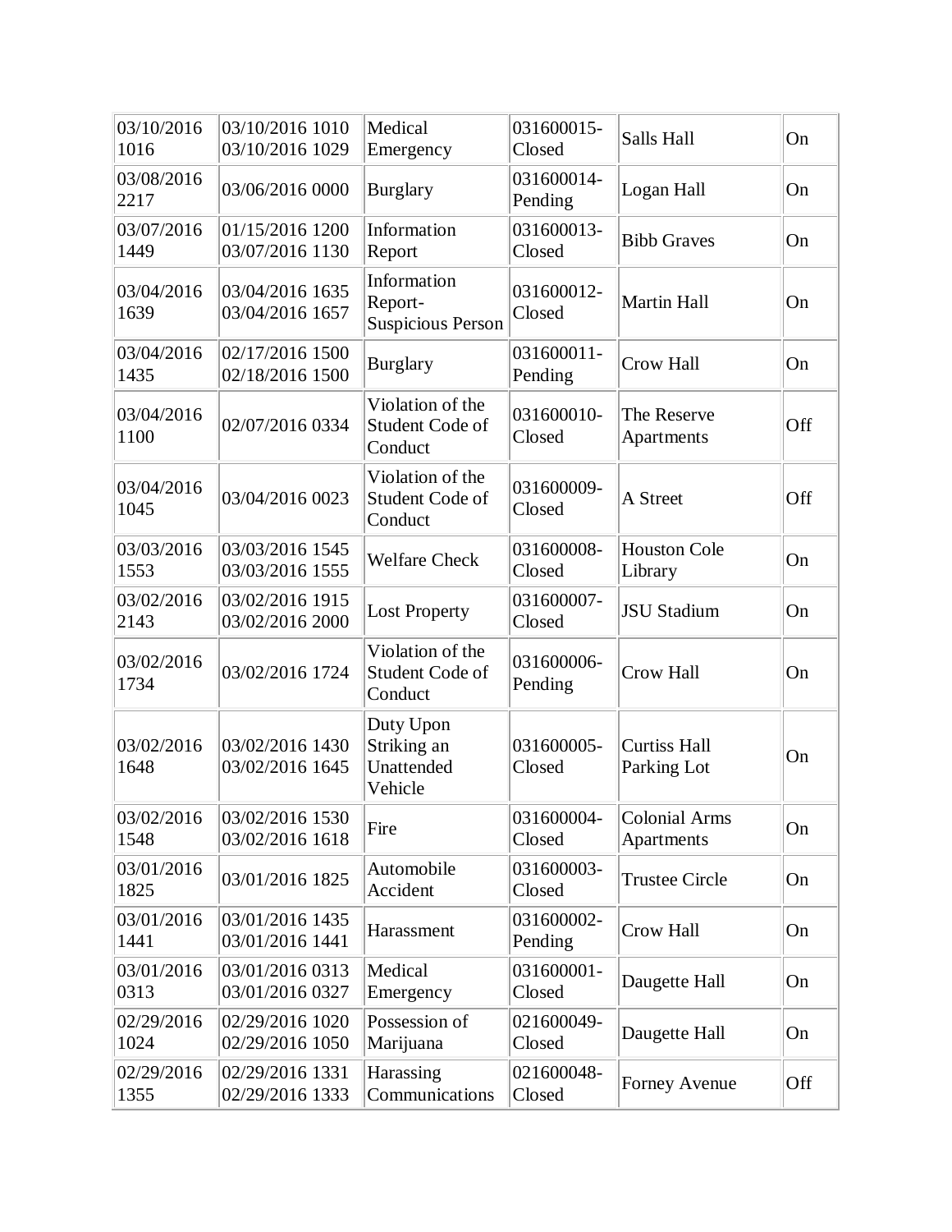| | | | | | |
|---|---|---|---|---|---|
| 03/10/2016 1016 | 03/10/2016 1010 03/10/2016 1029 | Medical Emergency | 031600015-Closed | Salls Hall | On |
| 03/08/2016 2217 | 03/06/2016 0000 | Burglary | 031600014-Pending | Logan Hall | On |
| 03/07/2016 1449 | 01/15/2016 1200 03/07/2016 1130 | Information Report | 031600013-Closed | Bibb Graves | On |
| 03/04/2016 1639 | 03/04/2016 1635 03/04/2016 1657 | Information Report-Suspicious Person | 031600012-Closed | Martin Hall | On |
| 03/04/2016 1435 | 02/17/2016 1500 02/18/2016 1500 | Burglary | 031600011-Pending | Crow Hall | On |
| 03/04/2016 1100 | 02/07/2016 0334 | Violation of the Student Code of Conduct | 031600010-Closed | The Reserve Apartments | Off |
| 03/04/2016 1045 | 03/04/2016 0023 | Violation of the Student Code of Conduct | 031600009-Closed | A Street | Off |
| 03/03/2016 1553 | 03/03/2016 1545 03/03/2016 1555 | Welfare Check | 031600008-Closed | Houston Cole Library | On |
| 03/02/2016 2143 | 03/02/2016 1915 03/02/2016 2000 | Lost Property | 031600007-Closed | JSU Stadium | On |
| 03/02/2016 1734 | 03/02/2016 1724 | Violation of the Student Code of Conduct | 031600006-Pending | Crow Hall | On |
| 03/02/2016 1648 | 03/02/2016 1430 03/02/2016 1645 | Duty Upon Striking an Unattended Vehicle | 031600005-Closed | Curtiss Hall Parking Lot | On |
| 03/02/2016 1548 | 03/02/2016 1530 03/02/2016 1618 | Fire | 031600004-Closed | Colonial Arms Apartments | On |
| 03/01/2016 1825 | 03/01/2016 1825 | Automobile Accident | 031600003-Closed | Trustee Circle | On |
| 03/01/2016 1441 | 03/01/2016 1435 03/01/2016 1441 | Harassment | 031600002-Pending | Crow Hall | On |
| 03/01/2016 0313 | 03/01/2016 0313 03/01/2016 0327 | Medical Emergency | 031600001-Closed | Daugette Hall | On |
| 02/29/2016 1024 | 02/29/2016 1020 02/29/2016 1050 | Possession of Marijuana | 021600049-Closed | Daugette Hall | On |
| 02/29/2016 1355 | 02/29/2016 1331 02/29/2016 1333 | Harassing Communications | 021600048-Closed | Forney Avenue | Off |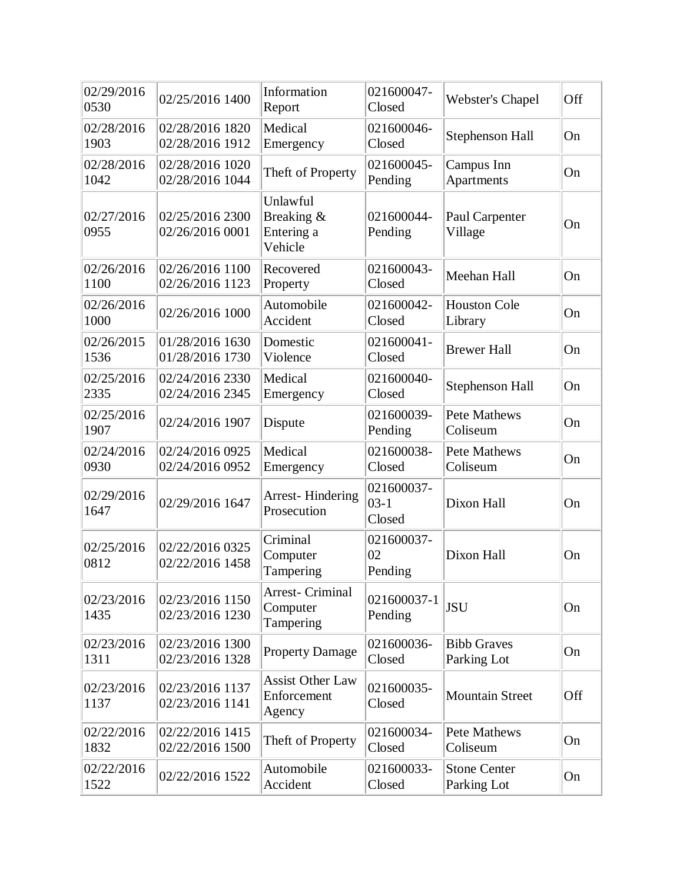| | | | | | |
|---|---|---|---|---|---|
| 02/29/2016 0530 | 02/25/2016 1400 | Information Report | 021600047-Closed | Webster's Chapel | Off |
| 02/28/2016 1903 | 02/28/2016 1820 02/28/2016 1912 | Medical Emergency | 021600046-Closed | Stephenson Hall | On |
| 02/28/2016 1042 | 02/28/2016 1020 02/28/2016 1044 | Theft of Property | 021600045-Pending | Campus Inn Apartments | On |
| 02/27/2016 0955 | 02/25/2016 2300 02/26/2016 0001 | Unlawful Breaking & Entering a Vehicle | 021600044-Pending | Paul Carpenter Village | On |
| 02/26/2016 1100 | 02/26/2016 1100 02/26/2016 1123 | Recovered Property | 021600043-Closed | Meehan Hall | On |
| 02/26/2016 1000 | 02/26/2016 1000 | Automobile Accident | 021600042-Closed | Houston Cole Library | On |
| 02/26/2015 1536 | 01/28/2016 1630 01/28/2016 1730 | Domestic Violence | 021600041-Closed | Brewer Hall | On |
| 02/25/2016 2335 | 02/24/2016 2330 02/24/2016 2345 | Medical Emergency | 021600040-Closed | Stephenson Hall | On |
| 02/25/2016 1907 | 02/24/2016 1907 | Dispute | 021600039-Pending | Pete Mathews Coliseum | On |
| 02/24/2016 0930 | 02/24/2016 0925 02/24/2016 0952 | Medical Emergency | 021600038-Closed | Pete Mathews Coliseum | On |
| 02/29/2016 1647 | 02/29/2016 1647 | Arrest- Hindering Prosecution | 021600037-03-1 Closed | Dixon Hall | On |
| 02/25/2016 0812 | 02/22/2016 0325 02/22/2016 1458 | Criminal Computer Tampering | 021600037-02 Pending | Dixon Hall | On |
| 02/23/2016 1435 | 02/23/2016 1150 02/23/2016 1230 | Arrest- Criminal Computer Tampering | 021600037-1 Pending | JSU | On |
| 02/23/2016 1311 | 02/23/2016 1300 02/23/2016 1328 | Property Damage | 021600036-Closed | Bibb Graves Parking Lot | On |
| 02/23/2016 1137 | 02/23/2016 1137 02/23/2016 1141 | Assist Other Law Enforcement Agency | 021600035-Closed | Mountain Street | Off |
| 02/22/2016 1832 | 02/22/2016 1415 02/22/2016 1500 | Theft of Property | 021600034-Closed | Pete Mathews Coliseum | On |
| 02/22/2016 1522 | 02/22/2016 1522 | Automobile Accident | 021600033-Closed | Stone Center Parking Lot | On |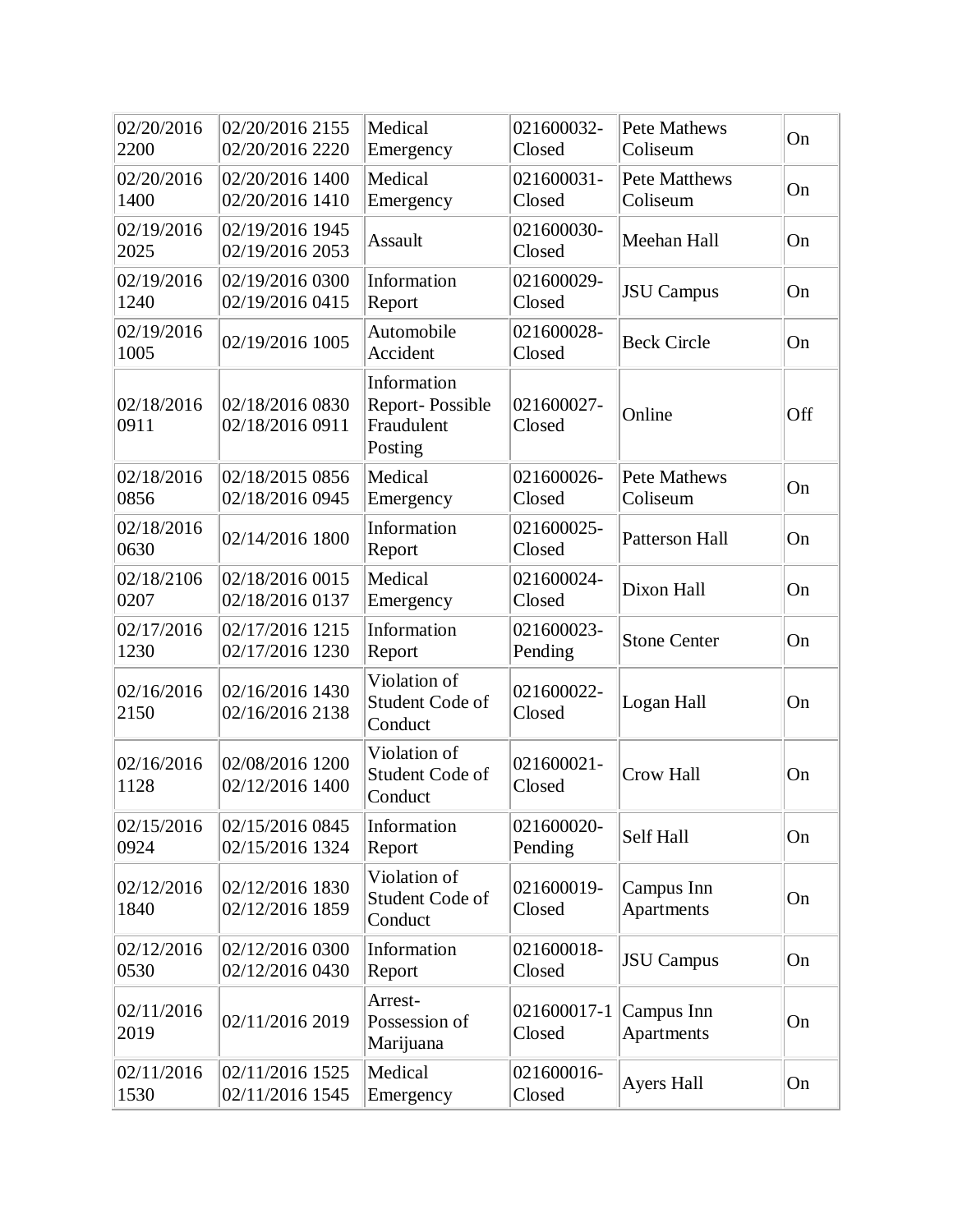| | | | | | |
|---|---|---|---|---|---|
| 02/20/2016 2200 | 02/20/2016 2155 02/20/2016 2220 | Medical Emergency | 021600032-Closed | Pete Mathews Coliseum | On |
| 02/20/2016 1400 | 02/20/2016 1400 02/20/2016 1410 | Medical Emergency | 021600031-Closed | Pete Matthews Coliseum | On |
| 02/19/2016 2025 | 02/19/2016 1945 02/19/2016 2053 | Assault | 021600030-Closed | Meehan Hall | On |
| 02/19/2016 1240 | 02/19/2016 0300 02/19/2016 0415 | Information Report | 021600029-Closed | JSU Campus | On |
| 02/19/2016 1005 | 02/19/2016 1005 | Automobile Accident | 021600028-Closed | Beck Circle | On |
| 02/18/2016 0911 | 02/18/2016 0830 02/18/2016 0911 | Information Report- Possible Fraudulent Posting | 021600027-Closed | Online | Off |
| 02/18/2016 0856 | 02/18/2015 0856 02/18/2016 0945 | Medical Emergency | 021600026-Closed | Pete Mathews Coliseum | On |
| 02/18/2016 0630 | 02/14/2016 1800 | Information Report | 021600025-Closed | Patterson Hall | On |
| 02/18/2106 0207 | 02/18/2016 0015 02/18/2016 0137 | Medical Emergency | 021600024-Closed | Dixon Hall | On |
| 02/17/2016 1230 | 02/17/2016 1215 02/17/2016 1230 | Information Report | 021600023-Pending | Stone Center | On |
| 02/16/2016 2150 | 02/16/2016 1430 02/16/2016 2138 | Violation of Student Code of Conduct | 021600022-Closed | Logan Hall | On |
| 02/16/2016 1128 | 02/08/2016 1200 02/12/2016 1400 | Violation of Student Code of Conduct | 021600021-Closed | Crow Hall | On |
| 02/15/2016 0924 | 02/15/2016 0845 02/15/2016 1324 | Information Report | 021600020-Pending | Self Hall | On |
| 02/12/2016 1840 | 02/12/2016 1830 02/12/2016 1859 | Violation of Student Code of Conduct | 021600019-Closed | Campus Inn Apartments | On |
| 02/12/2016 0530 | 02/12/2016 0300 02/12/2016 0430 | Information Report | 021600018-Closed | JSU Campus | On |
| 02/11/2016 2019 | 02/11/2016 2019 | Arrest-Possession of Marijuana | 021600017-1 Closed | Campus Inn Apartments | On |
| 02/11/2016 1530 | 02/11/2016 1525 02/11/2016 1545 | Medical Emergency | 021600016-Closed | Ayers Hall | On |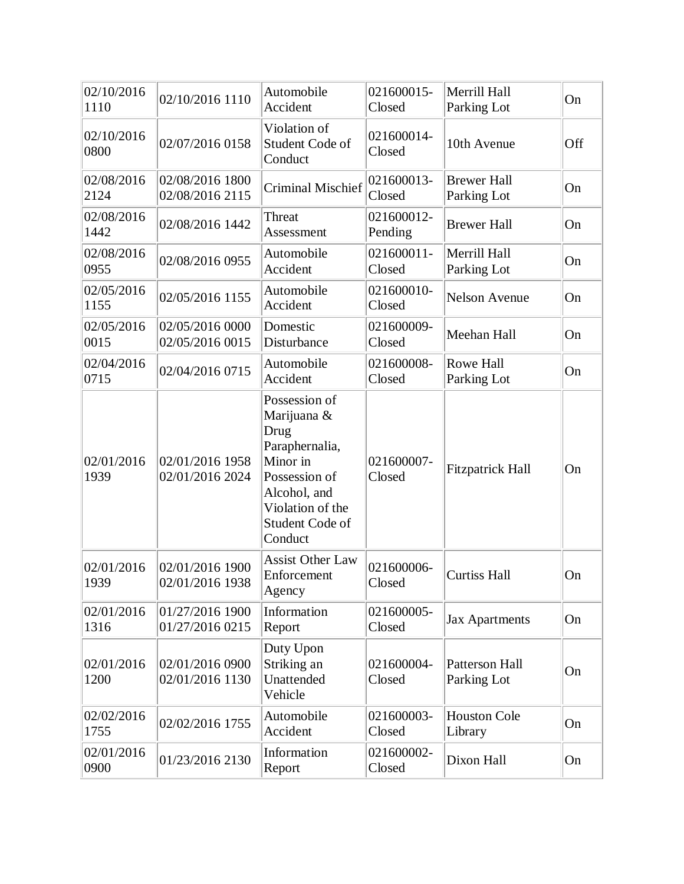| | | | | | |
|---|---|---|---|---|---|
| 02/10/2016 1110 | 02/10/2016 1110 | Automobile Accident | 021600015-Closed | Merrill Hall Parking Lot | On |
| 02/10/2016 0800 | 02/07/2016 0158 | Violation of Student Code of Conduct | 021600014-Closed | 10th Avenue | Off |
| 02/08/2016 2124 | 02/08/2016 1800 02/08/2016 2115 | Criminal Mischief | 021600013-Closed | Brewer Hall Parking Lot | On |
| 02/08/2016 1442 | 02/08/2016 1442 | Threat Assessment | 021600012-Pending | Brewer Hall | On |
| 02/08/2016 0955 | 02/08/2016 0955 | Automobile Accident | 021600011-Closed | Merrill Hall Parking Lot | On |
| 02/05/2016 1155 | 02/05/2016 1155 | Automobile Accident | 021600010-Closed | Nelson Avenue | On |
| 02/05/2016 0015 | 02/05/2016 0000 02/05/2016 0015 | Domestic Disturbance | 021600009-Closed | Meehan Hall | On |
| 02/04/2016 0715 | 02/04/2016 0715 | Automobile Accident | 021600008-Closed | Rowe Hall Parking Lot | On |
| 02/01/2016 1939 | 02/01/2016 1958 02/01/2016 2024 | Possession of Marijuana & Drug Paraphernalia, Minor in Possession of Alcohol, and Violation of the Student Code of Conduct | 021600007-Closed | Fitzpatrick Hall | On |
| 02/01/2016 1939 | 02/01/2016 1900 02/01/2016 1938 | Assist Other Law Enforcement Agency | 021600006-Closed | Curtiss Hall | On |
| 02/01/2016 1316 | 01/27/2016 1900 01/27/2016 0215 | Information Report | 021600005-Closed | Jax Apartments | On |
| 02/01/2016 1200 | 02/01/2016 0900 02/01/2016 1130 | Duty Upon Striking an Unattended Vehicle | 021600004-Closed | Patterson Hall Parking Lot | On |
| 02/02/2016 1755 | 02/02/2016 1755 | Automobile Accident | 021600003-Closed | Houston Cole Library | On |
| 02/01/2016 0900 | 01/23/2016 2130 | Information Report | 021600002-Closed | Dixon Hall | On |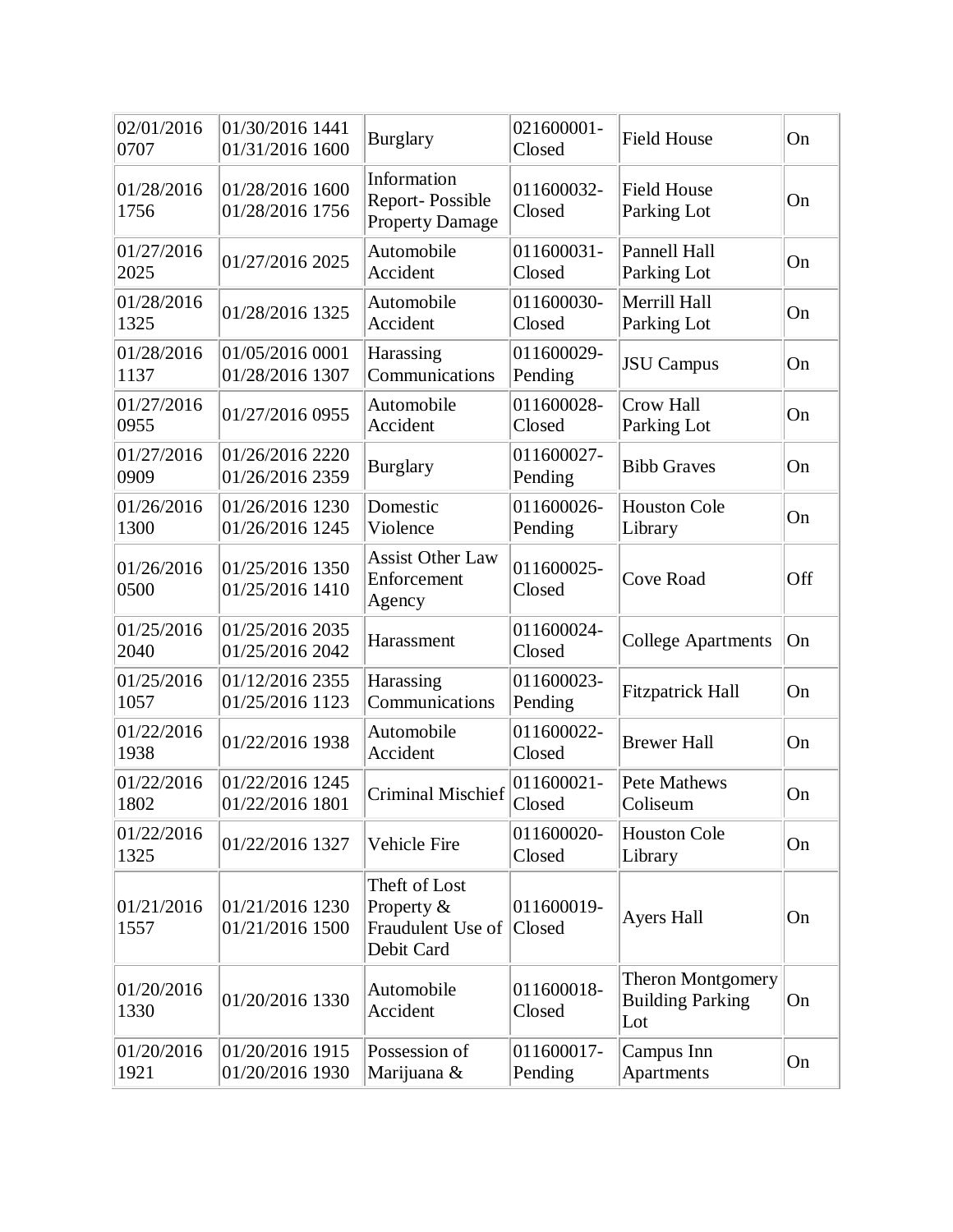| | | | | | |
|---|---|---|---|---|---|
| 02/01/2016 0707 | 01/30/2016 1441 01/31/2016 1600 | Burglary | 021600001-Closed | Field House | On |
| 01/28/2016 1756 | 01/28/2016 1600 01/28/2016 1756 | Information Report- Possible Property Damage | 011600032-Closed | Field House Parking Lot | On |
| 01/27/2016 2025 | 01/27/2016 2025 | Automobile Accident | 011600031-Closed | Pannell Hall Parking Lot | On |
| 01/28/2016 1325 | 01/28/2016 1325 | Automobile Accident | 011600030-Closed | Merrill Hall Parking Lot | On |
| 01/28/2016 1137 | 01/05/2016 0001 01/28/2016 1307 | Harassing Communications | 011600029-Pending | JSU Campus | On |
| 01/27/2016 0955 | 01/27/2016 0955 | Automobile Accident | 011600028-Closed | Crow Hall Parking Lot | On |
| 01/27/2016 0909 | 01/26/2016 2220 01/26/2016 2359 | Burglary | 011600027-Pending | Bibb Graves | On |
| 01/26/2016 1300 | 01/26/2016 1230 01/26/2016 1245 | Domestic Violence | 011600026-Pending | Houston Cole Library | On |
| 01/26/2016 0500 | 01/25/2016 1350 01/25/2016 1410 | Assist Other Law Enforcement Agency | 011600025-Closed | Cove Road | Off |
| 01/25/2016 2040 | 01/25/2016 2035 01/25/2016 2042 | Harassment | 011600024-Closed | College Apartments | On |
| 01/25/2016 1057 | 01/12/2016 2355 01/25/2016 1123 | Harassing Communications | 011600023-Pending | Fitzpatrick Hall | On |
| 01/22/2016 1938 | 01/22/2016 1938 | Automobile Accident | 011600022-Closed | Brewer Hall | On |
| 01/22/2016 1802 | 01/22/2016 1245 01/22/2016 1801 | Criminal Mischief | 011600021-Closed | Pete Mathews Coliseum | On |
| 01/22/2016 1325 | 01/22/2016 1327 | Vehicle Fire | 011600020-Closed | Houston Cole Library | On |
| 01/21/2016 1557 | 01/21/2016 1230 01/21/2016 1500 | Theft of Lost Property & Fraudulent Use of Debit Card | 011600019-Closed | Ayers Hall | On |
| 01/20/2016 1330 | 01/20/2016 1330 | Automobile Accident | 011600018-Closed | Theron Montgomery Building Parking Lot | On |
| 01/20/2016 1921 | 01/20/2016 1915 01/20/2016 1930 | Possession of Marijuana & | 011600017-Pending | Campus Inn Apartments | On |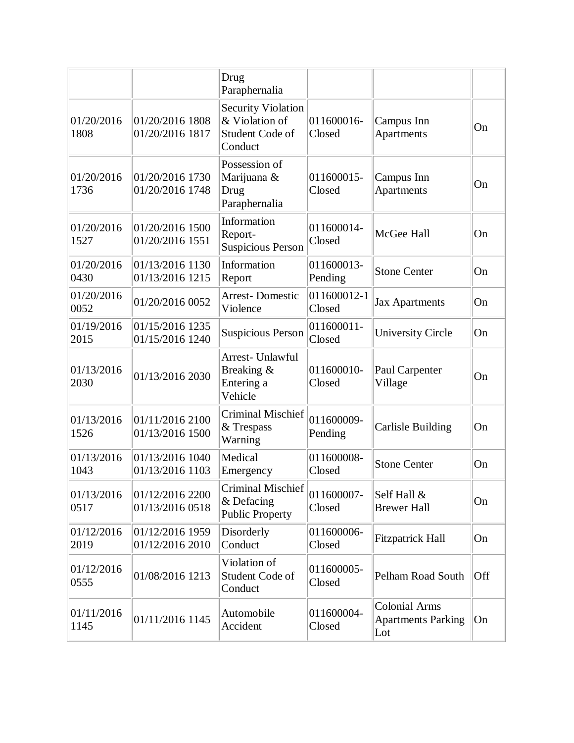| | | | | | |
|---|---|---|---|---|---|
| | | Drug Paraphernalia | | | |
| 01/20/2016 1808 | 01/20/2016 1808 01/20/2016 1817 | Security Violation & Violation of Student Code of Conduct | 011600016-Closed | Campus Inn Apartments | On |
| 01/20/2016 1736 | 01/20/2016 1730 01/20/2016 1748 | Possession of Marijuana & Drug Paraphernalia | 011600015-Closed | Campus Inn Apartments | On |
| 01/20/2016 1527 | 01/20/2016 1500 01/20/2016 1551 | Information Report-Suspicious Person | 011600014-Closed | McGee Hall | On |
| 01/20/2016 0430 | 01/13/2016 1130 01/13/2016 1215 | Information Report | 011600013-Pending | Stone Center | On |
| 01/20/2016 0052 | 01/20/2016 0052 | Arrest- Domestic Violence | 011600012-1 Closed | Jax Apartments | On |
| 01/19/2016 2015 | 01/15/2016 1235 01/15/2016 1240 | Suspicious Person | 011600011-Closed | University Circle | On |
| 01/13/2016 2030 | 01/13/2016 2030 | Arrest- Unlawful Breaking & Entering a Vehicle | 011600010-Closed | Paul Carpenter Village | On |
| 01/13/2016 1526 | 01/11/2016 2100 01/13/2016 1500 | Criminal Mischief & Trespass Warning | 011600009-Pending | Carlisle Building | On |
| 01/13/2016 1043 | 01/13/2016 1040 01/13/2016 1103 | Medical Emergency | 011600008-Closed | Stone Center | On |
| 01/13/2016 0517 | 01/12/2016 2200 01/13/2016 0518 | Criminal Mischief & Defacing Public Property | 011600007-Closed | Self Hall & Brewer Hall | On |
| 01/12/2016 2019 | 01/12/2016 1959 01/12/2016 2010 | Disorderly Conduct | 011600006-Closed | Fitzpatrick Hall | On |
| 01/12/2016 0555 | 01/08/2016 1213 | Violation of Student Code of Conduct | 011600005-Closed | Pelham Road South | Off |
| 01/11/2016 1145 | 01/11/2016 1145 | Automobile Accident | 011600004-Closed | Colonial Arms Apartments Parking Lot | On |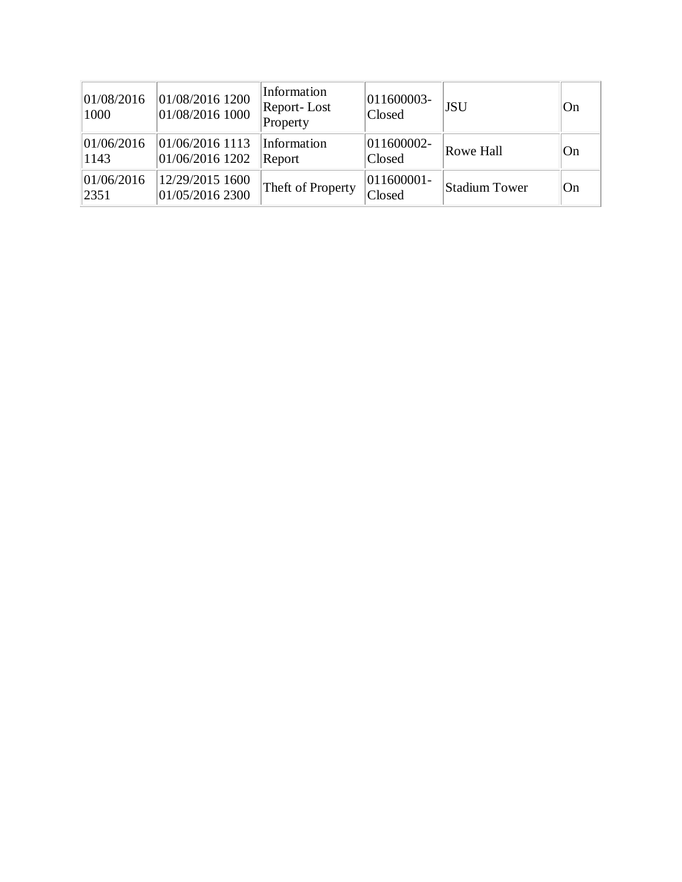| | | | | | |
|---|---|---|---|---|---|
| 01/08/2016 1000 | 01/08/2016 1200 01/08/2016 1000 | Information Report- Lost Property | 011600003-Closed | JSU | On |
| 01/06/2016 1143 | 01/06/2016 1113 01/06/2016 1202 | Information Report | 011600002-Closed | Rowe Hall | On |
| 01/06/2016 2351 | 12/29/2015 1600 01/05/2016 2300 | Theft of Property | 011600001-Closed | Stadium Tower | On |